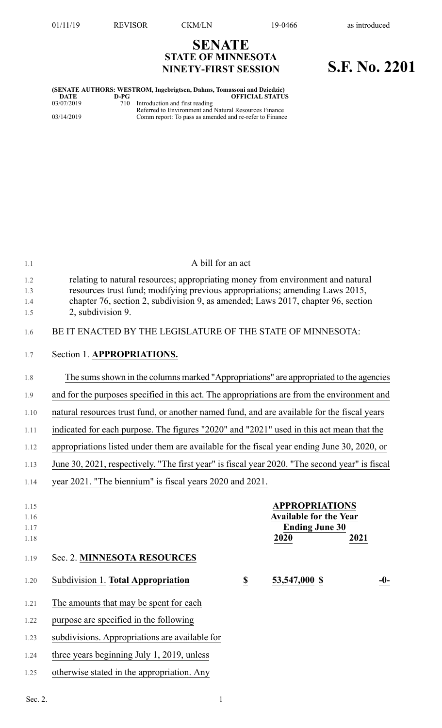# SENATE
## STATE OF MINNESOTA
## NINETY-FIRST SESSION

# S.F. No. 2201

**(SENATE AUTHORS: WESTROM, Ingebrigtsen, Dahms, Tomassoni and Dziedzic)**

| DATE | D-PG | OFFICIAL STATUS |
|---|---|---|
| 03/07/2019 | 710 | Introduction and first reading<br>Referred to Environment and Natural Resources Finance |
| 03/14/2019 | | Comm report: To pass as amended and re-refer to Finance |

A bill for an act

relating to natural resources; appropriating money from environment and natural resources trust fund; modifying previous appropriations; amending Laws 2015, chapter 76, section 2, subdivision 9, as amended; Laws 2017, chapter 96, section 2, subdivision 9.

BE IT ENACTED BY THE LEGISLATURE OF THE STATE OF MINNESOTA:

Section 1. **APPROPRIATIONS.**

The sums shown in the columns marked "Appropriations" are appropriated to the agencies and for the purposes specified in this act. The appropriations are from the environment and natural resources trust fund, or another named fund, and are available for the fiscal years indicated for each purpose. The figures "2020" and "2021" used in this act mean that the appropriations listed under them are available for the fiscal year ending June 30, 2020, or June 30, 2021, respectively. "The first year" is fiscal year 2020. "The second year" is fiscal year 2021. "The biennium" is fiscal years 2020 and 2021.

| | | APPROPRIATIONS<br>Available for the Year<br>Ending June 30 | |
|---|---|---|---|
| | | 2020 | 2021 |
| Sec. 2. **MINNESOTA RESOURCES** | | | |
| Subdivision 1. **Total Appropriation** | $ | 53,547,000 $ | -0- |

The amounts that may be spent for each purpose are specified in the following subdivisions. Appropriations are available for three years beginning July 1, 2019, unless otherwise stated in the appropriation. Any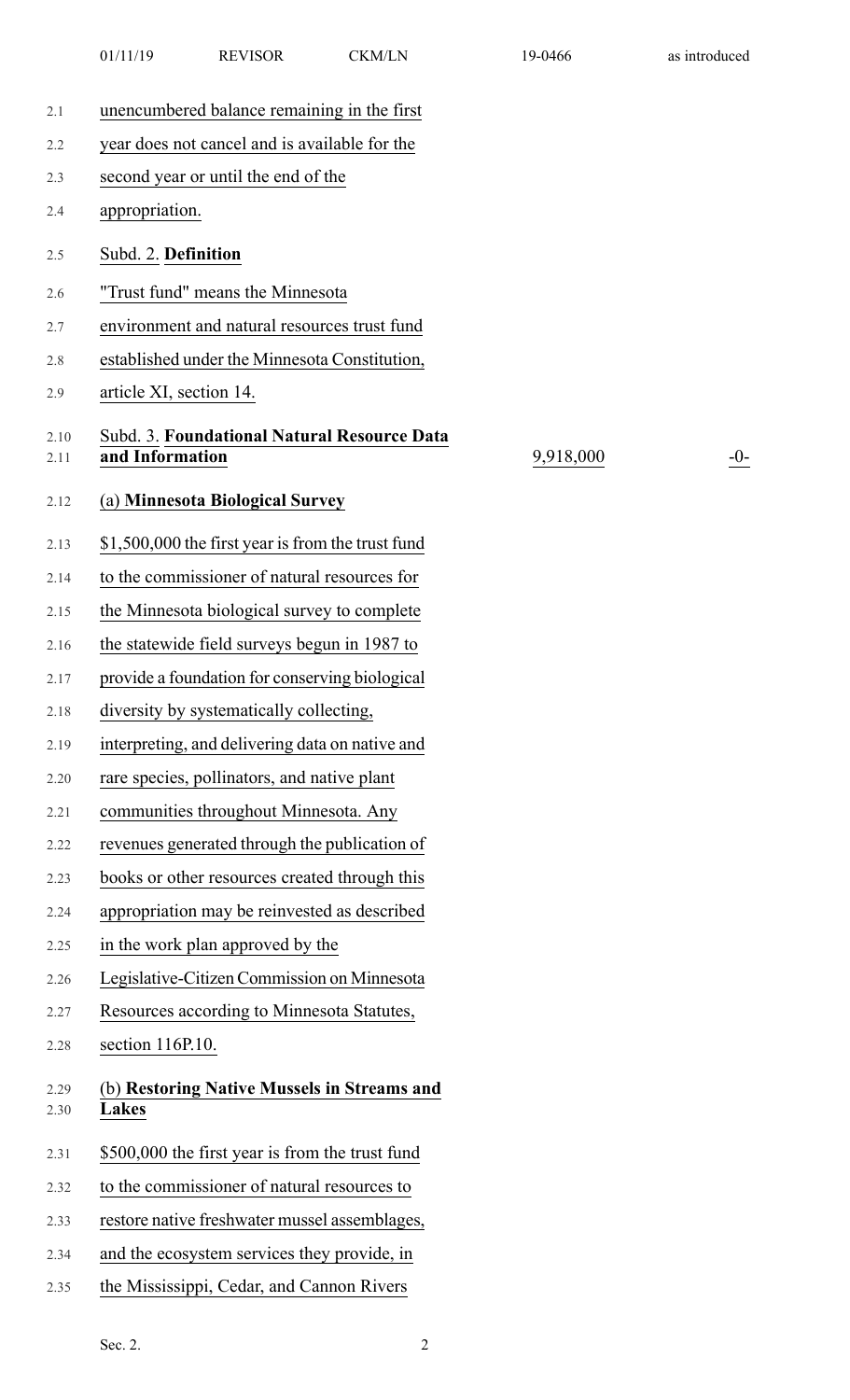unencumbered balance remaining in the first year does not cancel and is available for the second year or until the end of the appropriation.

Subd. 2. **Definition**

"Trust fund" means the Minnesota environment and natural resources trust fund established under the Minnesota Constitution, article XI, section 14.

| Subd. 3. **Foundational Natural Resource Data and Information** | 9,918,000 | -0- |
|---|---|---|

(a) **Minnesota Biological Survey**

$1,500,000 the first year is from the trust fund to the commissioner of natural resources for the Minnesota biological survey to complete the statewide field surveys begun in 1987 to provide a foundation for conserving biological diversity by systematically collecting, interpreting, and delivering data on native and rare species, pollinators, and native plant communities throughout Minnesota. Any revenues generated through the publication of books or other resources created through this appropriation may be reinvested as described in the work plan approved by the Legislative-Citizen Commission on Minnesota Resources according to Minnesota Statutes, section 116P.10.

(b) **Restoring Native Mussels in Streams and Lakes**

$500,000 the first year is from the trust fund to the commissioner of natural resources to restore native freshwater mussel assemblages, and the ecosystem services they provide, in the Mississippi, Cedar, and Cannon Rivers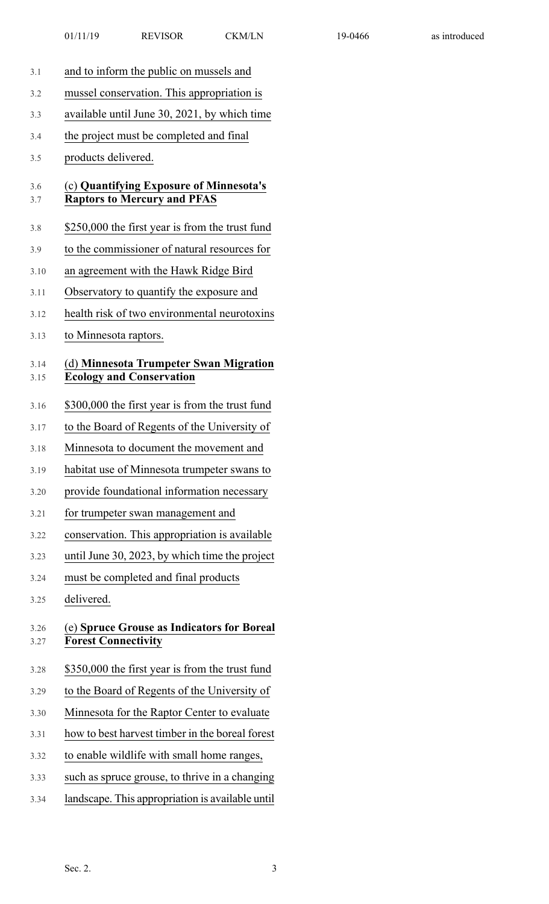and to inform the public on mussels and mussel conservation. This appropriation is available until June 30, 2021, by which time the project must be completed and final products delivered.

(c) **Quantifying Exposure of Minnesota's Raptors to Mercury and PFAS**

$250,000 the first year is from the trust fund to the commissioner of natural resources for an agreement with the Hawk Ridge Bird Observatory to quantify the exposure and health risk of two environmental neurotoxins to Minnesota raptors.

(d) **Minnesota Trumpeter Swan Migration Ecology and Conservation**

$300,000 the first year is from the trust fund to the Board of Regents of the University of Minnesota to document the movement and habitat use of Minnesota trumpeter swans to provide foundational information necessary for trumpeter swan management and conservation. This appropriation is available until June 30, 2023, by which time the project must be completed and final products delivered.

(e) **Spruce Grouse as Indicators for Boreal Forest Connectivity**

$350,000 the first year is from the trust fund to the Board of Regents of the University of Minnesota for the Raptor Center to evaluate how to best harvest timber in the boreal forest to enable wildlife with small home ranges, such as spruce grouse, to thrive in a changing landscape. This appropriation is available until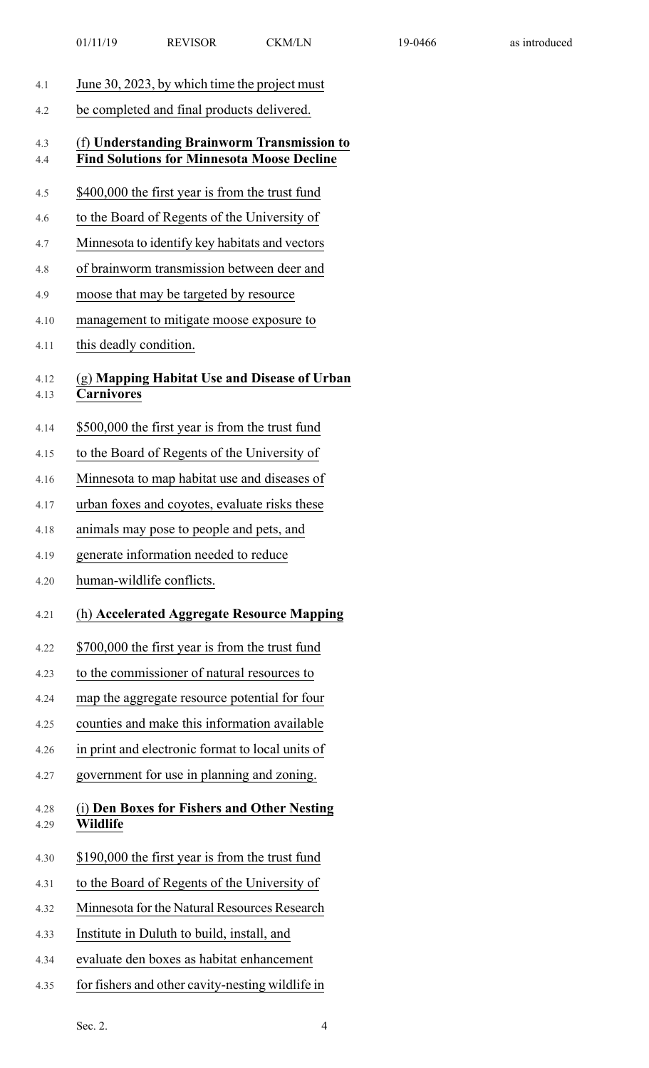June 30, 2023, by which time the project must be completed and final products delivered.

(f) **Understanding Brainworm Transmission to Find Solutions for Minnesota Moose Decline**

$400,000 the first year is from the trust fund to the Board of Regents of the University of Minnesota to identify key habitats and vectors of brainworm transmission between deer and moose that may be targeted by resource management to mitigate moose exposure to this deadly condition.

(g) **Mapping Habitat Use and Disease of Urban Carnivores**

$500,000 the first year is from the trust fund to the Board of Regents of the University of Minnesota to map habitat use and diseases of urban foxes and coyotes, evaluate risks these animals may pose to people and pets, and generate information needed to reduce human-wildlife conflicts.

(h) **Accelerated Aggregate Resource Mapping**

$700,000 the first year is from the trust fund to the commissioner of natural resources to map the aggregate resource potential for four counties and make this information available in print and electronic format to local units of government for use in planning and zoning.

(i) **Den Boxes for Fishers and Other Nesting Wildlife**

$190,000 the first year is from the trust fund to the Board of Regents of the University of Minnesota for the Natural Resources Research Institute in Duluth to build, install, and evaluate den boxes as habitat enhancement for fishers and other cavity-nesting wildlife in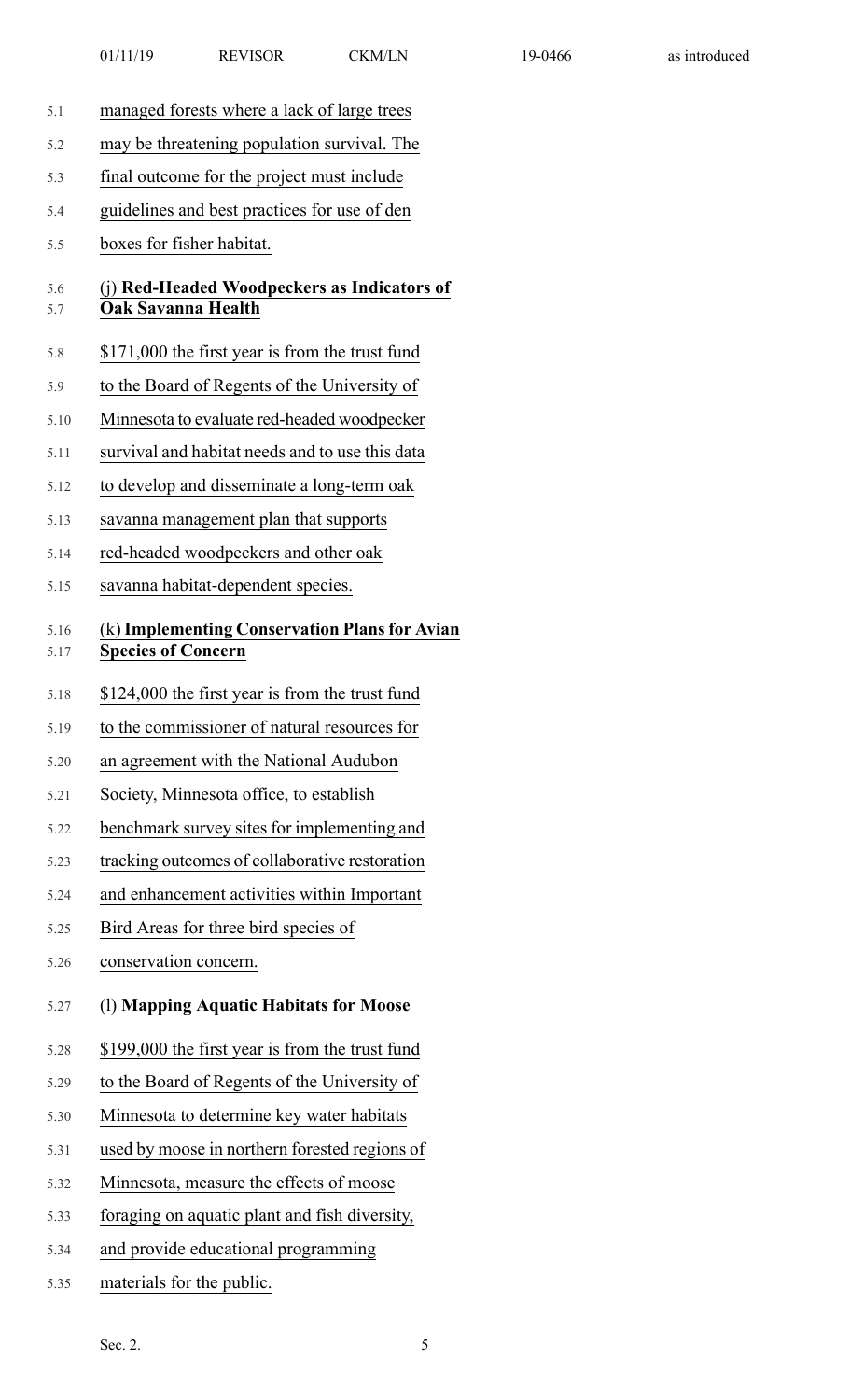managed forests where a lack of large trees may be threatening population survival. The final outcome for the project must include guidelines and best practices for use of den boxes for fisher habitat.

(j) **Red-Headed Woodpeckers as Indicators of Oak Savanna Health**

$171,000 the first year is from the trust fund to the Board of Regents of the University of Minnesota to evaluate red-headed woodpecker survival and habitat needs and to use this data to develop and disseminate a long-term oak savanna management plan that supports red-headed woodpeckers and other oak savanna habitat-dependent species.

(k) **Implementing Conservation Plans for Avian Species of Concern**

$124,000 the first year is from the trust fund to the commissioner of natural resources for an agreement with the National Audubon Society, Minnesota office, to establish benchmark survey sites for implementing and tracking outcomes of collaborative restoration and enhancement activities within Important Bird Areas for three bird species of conservation concern.

(l) **Mapping Aquatic Habitats for Moose**

$199,000 the first year is from the trust fund to the Board of Regents of the University of Minnesota to determine key water habitats used by moose in northern forested regions of Minnesota, measure the effects of moose foraging on aquatic plant and fish diversity, and provide educational programming materials for the public.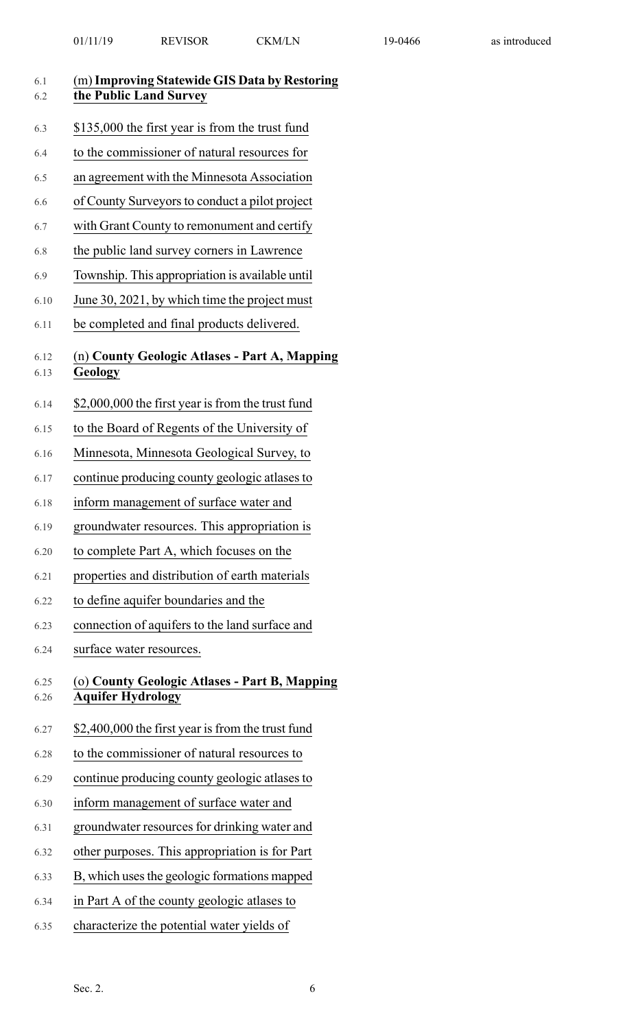(m) **Improving Statewide GIS Data by Restoring the Public Land Survey**

$135,000 the first year is from the trust fund to the commissioner of natural resources for an agreement with the Minnesota Association of County Surveyors to conduct a pilot project with Grant County to remonument and certify the public land survey corners in Lawrence Township. This appropriation is available until June 30, 2021, by which time the project must be completed and final products delivered.

(n) **County Geologic Atlases - Part A, Mapping Geology**

$2,000,000 the first year is from the trust fund to the Board of Regents of the University of Minnesota, Minnesota Geological Survey, to continue producing county geologic atlases to inform management of surface water and groundwater resources. This appropriation is to complete Part A, which focuses on the properties and distribution of earth materials to define aquifer boundaries and the connection of aquifers to the land surface and surface water resources.

(o) **County Geologic Atlases - Part B, Mapping Aquifer Hydrology**

$2,400,000 the first year is from the trust fund to the commissioner of natural resources to continue producing county geologic atlases to inform management of surface water and groundwater resources for drinking water and other purposes. This appropriation is for Part B, which uses the geologic formations mapped in Part A of the county geologic atlases to characterize the potential water yields of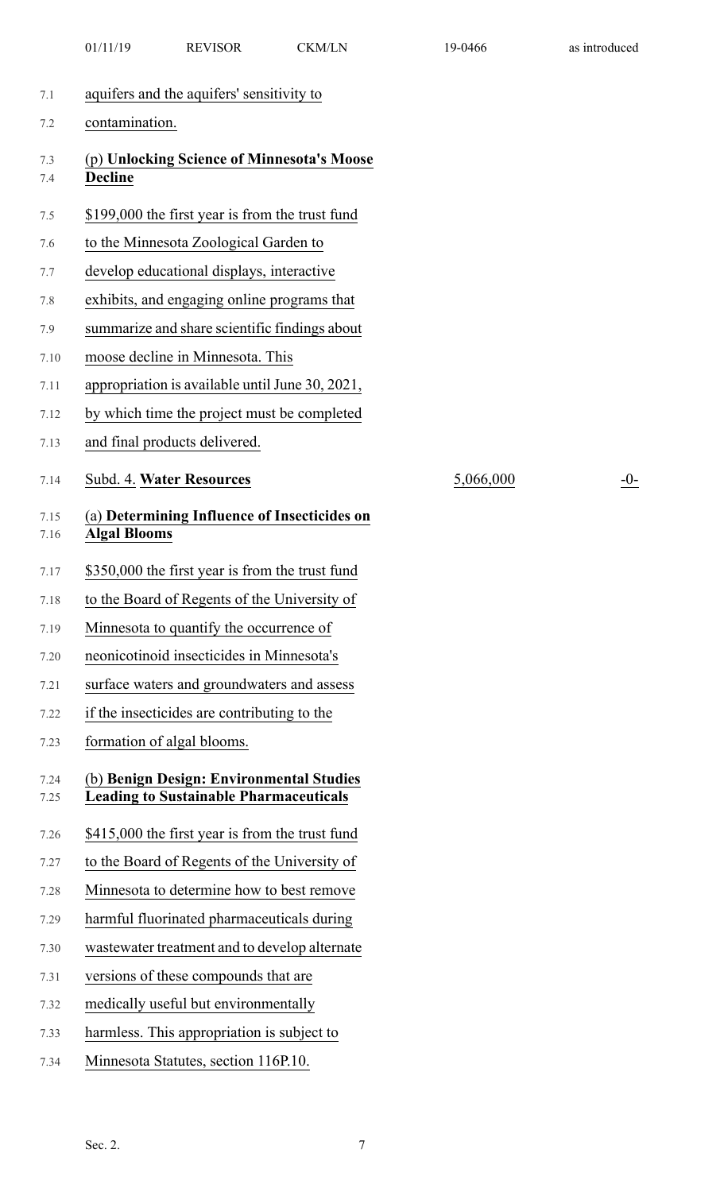aquifers and the aquifers' sensitivity to contamination.

(p) **Unlocking Science of Minnesota's Moose Decline**

$199,000 the first year is from the trust fund to the Minnesota Zoological Garden to develop educational displays, interactive exhibits, and engaging online programs that summarize and share scientific findings about moose decline in Minnesota. This appropriation is available until June 30, 2021, by which time the project must be completed and final products delivered.

| Subd. 4. **Water Resources** | 5,066,000 | -0- |
|---|---|---|

(a) **Determining Influence of Insecticides on Algal Blooms**

$350,000 the first year is from the trust fund to the Board of Regents of the University of Minnesota to quantify the occurrence of neonicotinoid insecticides in Minnesota's surface waters and groundwaters and assess if the insecticides are contributing to the formation of algal blooms.

(b) **Benign Design: Environmental Studies Leading to Sustainable Pharmaceuticals**

$415,000 the first year is from the trust fund to the Board of Regents of the University of Minnesota to determine how to best remove harmful fluorinated pharmaceuticals during wastewater treatment and to develop alternate versions of these compounds that are medically useful but environmentally harmless. This appropriation is subject to Minnesota Statutes, section 116P.10.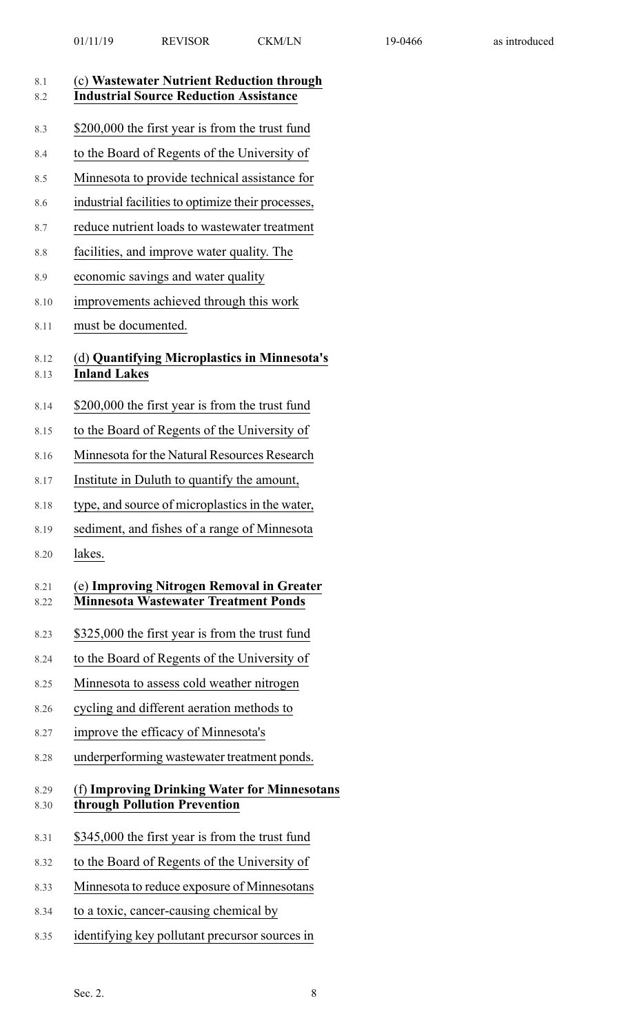(c) **Wastewater Nutrient Reduction through Industrial Source Reduction Assistance**

$200,000 the first year is from the trust fund to the Board of Regents of the University of Minnesota to provide technical assistance for industrial facilities to optimize their processes, reduce nutrient loads to wastewater treatment facilities, and improve water quality. The economic savings and water quality improvements achieved through this work must be documented.

(d) **Quantifying Microplastics in Minnesota's Inland Lakes**

$200,000 the first year is from the trust fund to the Board of Regents of the University of Minnesota for the Natural Resources Research Institute in Duluth to quantify the amount, type, and source of microplastics in the water, sediment, and fishes of a range of Minnesota lakes.

(e) **Improving Nitrogen Removal in Greater Minnesota Wastewater Treatment Ponds**

$325,000 the first year is from the trust fund to the Board of Regents of the University of Minnesota to assess cold weather nitrogen cycling and different aeration methods to improve the efficacy of Minnesota's underperforming wastewater treatment ponds.

(f) **Improving Drinking Water for Minnesotans through Pollution Prevention**

$345,000 the first year is from the trust fund to the Board of Regents of the University of Minnesota to reduce exposure of Minnesotans to a toxic, cancer-causing chemical by identifying key pollutant precursor sources in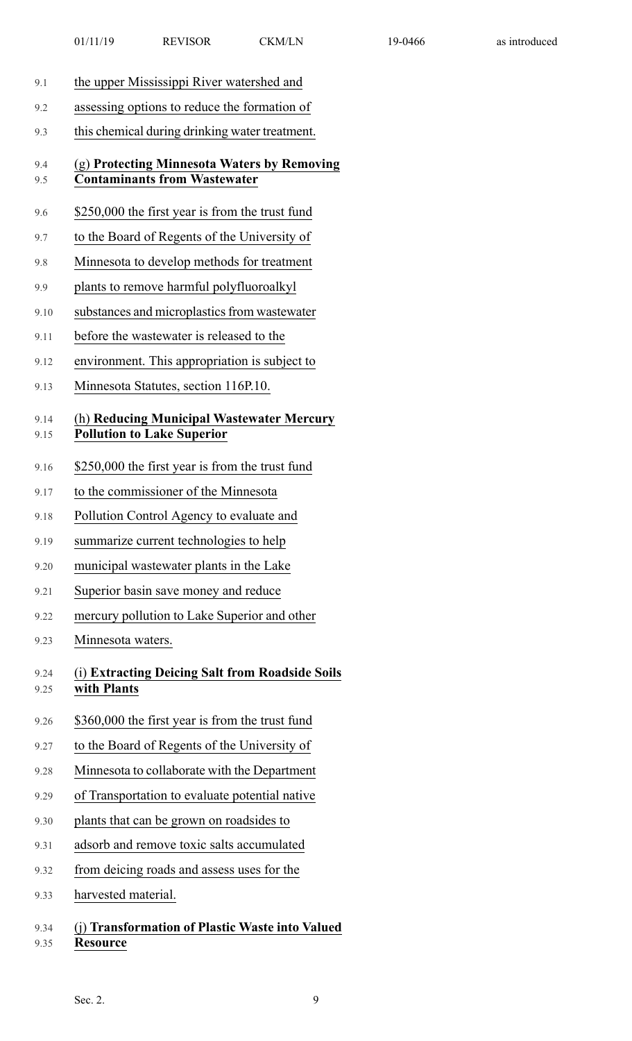the upper Mississippi River watershed and assessing options to reduce the formation of this chemical during drinking water treatment.

(g) **Protecting Minnesota Waters by Removing Contaminants from Wastewater**

$250,000 the first year is from the trust fund to the Board of Regents of the University of Minnesota to develop methods for treatment plants to remove harmful polyfluoroalkyl substances and microplastics from wastewater before the wastewater is released to the environment. This appropriation is subject to Minnesota Statutes, section 116P.10.

(h) **Reducing Municipal Wastewater Mercury Pollution to Lake Superior**

$250,000 the first year is from the trust fund to the commissioner of the Minnesota Pollution Control Agency to evaluate and summarize current technologies to help municipal wastewater plants in the Lake Superior basin save money and reduce mercury pollution to Lake Superior and other Minnesota waters.

(i) **Extracting Deicing Salt from Roadside Soils with Plants**

$360,000 the first year is from the trust fund to the Board of Regents of the University of Minnesota to collaborate with the Department of Transportation to evaluate potential native plants that can be grown on roadsides to adsorb and remove toxic salts accumulated from deicing roads and assess uses for the harvested material.

(j) **Transformation of Plastic Waste into Valued Resource**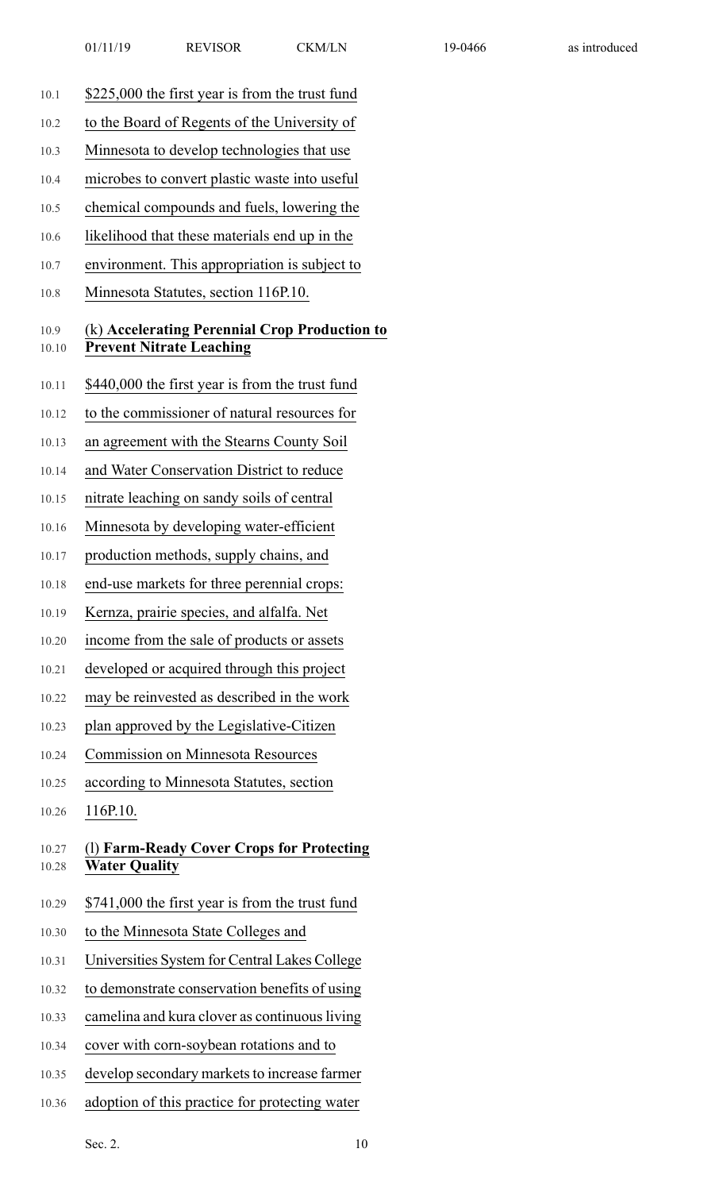$225,000 the first year is from the trust fund to the Board of Regents of the University of Minnesota to develop technologies that use microbes to convert plastic waste into useful chemical compounds and fuels, lowering the likelihood that these materials end up in the environment. This appropriation is subject to Minnesota Statutes, section 116P.10.

(k) **Accelerating Perennial Crop Production to Prevent Nitrate Leaching**

$440,000 the first year is from the trust fund to the commissioner of natural resources for an agreement with the Stearns County Soil and Water Conservation District to reduce nitrate leaching on sandy soils of central Minnesota by developing water-efficient production methods, supply chains, and end-use markets for three perennial crops: Kernza, prairie species, and alfalfa. Net income from the sale of products or assets developed or acquired through this project may be reinvested as described in the work plan approved by the Legislative-Citizen Commission on Minnesota Resources according to Minnesota Statutes, section 116P.10.

(l) **Farm-Ready Cover Crops for Protecting Water Quality**

$741,000 the first year is from the trust fund to the Minnesota State Colleges and Universities System for Central Lakes College to demonstrate conservation benefits of using camelina and kura clover as continuous living cover with corn-soybean rotations and to develop secondary markets to increase farmer adoption of this practice for protecting water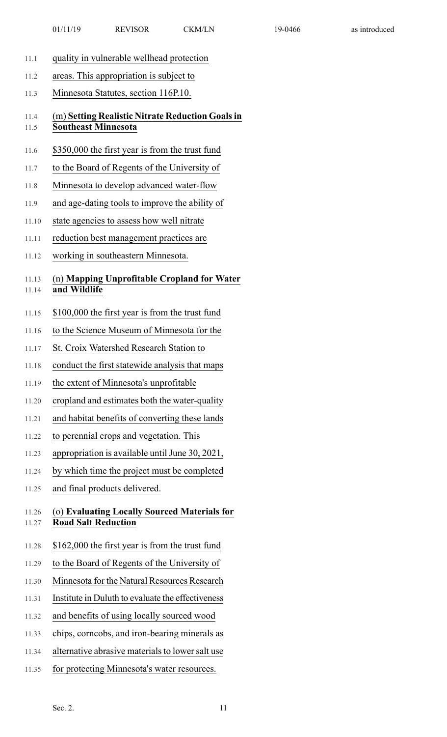quality in vulnerable wellhead protection areas. This appropriation is subject to Minnesota Statutes, section 116P.10.

(m) **Setting Realistic Nitrate Reduction Goals in Southeast Minnesota**

\$350,000 the first year is from the trust fund to the Board of Regents of the University of Minnesota to develop advanced water-flow and age-dating tools to improve the ability of state agencies to assess how well nitrate reduction best management practices are working in southeastern Minnesota.

(n) **Mapping Unprofitable Cropland for Water and Wildlife**

\$100,000 the first year is from the trust fund to the Science Museum of Minnesota for the St. Croix Watershed Research Station to conduct the first statewide analysis that maps the extent of Minnesota's unprofitable cropland and estimates both the water-quality and habitat benefits of converting these lands to perennial crops and vegetation. This appropriation is available until June 30, 2021, by which time the project must be completed and final products delivered.

(o) **Evaluating Locally Sourced Materials for Road Salt Reduction**

\$162,000 the first year is from the trust fund to the Board of Regents of the University of Minnesota for the Natural Resources Research Institute in Duluth to evaluate the effectiveness and benefits of using locally sourced wood chips, corncobs, and iron-bearing minerals as alternative abrasive materials to lower salt use for protecting Minnesota's water resources.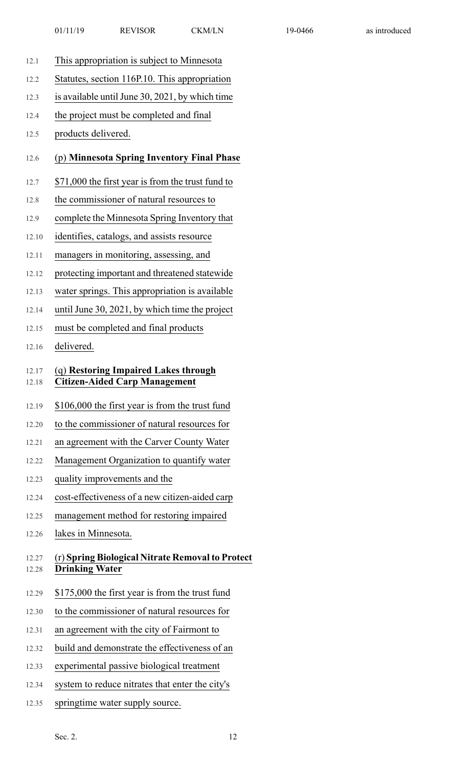This appropriation is subject to Minnesota Statutes, section 116P.10. This appropriation is available until June 30, 2021, by which time the project must be completed and final products delivered.

(p) **Minnesota Spring Inventory Final Phase**

$71,000 the first year is from the trust fund to the commissioner of natural resources to complete the Minnesota Spring Inventory that identifies, catalogs, and assists resource managers in monitoring, assessing, and protecting important and threatened statewide water springs. This appropriation is available until June 30, 2021, by which time the project must be completed and final products delivered.

(q) **Restoring Impaired Lakes through Citizen-Aided Carp Management**

$106,000 the first year is from the trust fund to the commissioner of natural resources for an agreement with the Carver County Water Management Organization to quantify water quality improvements and the cost-effectiveness of a new citizen-aided carp management method for restoring impaired lakes in Minnesota.

(r) **Spring Biological Nitrate Removal to Protect Drinking Water**

$175,000 the first year is from the trust fund to the commissioner of natural resources for an agreement with the city of Fairmont to build and demonstrate the effectiveness of an experimental passive biological treatment system to reduce nitrates that enter the city's springtime water supply source.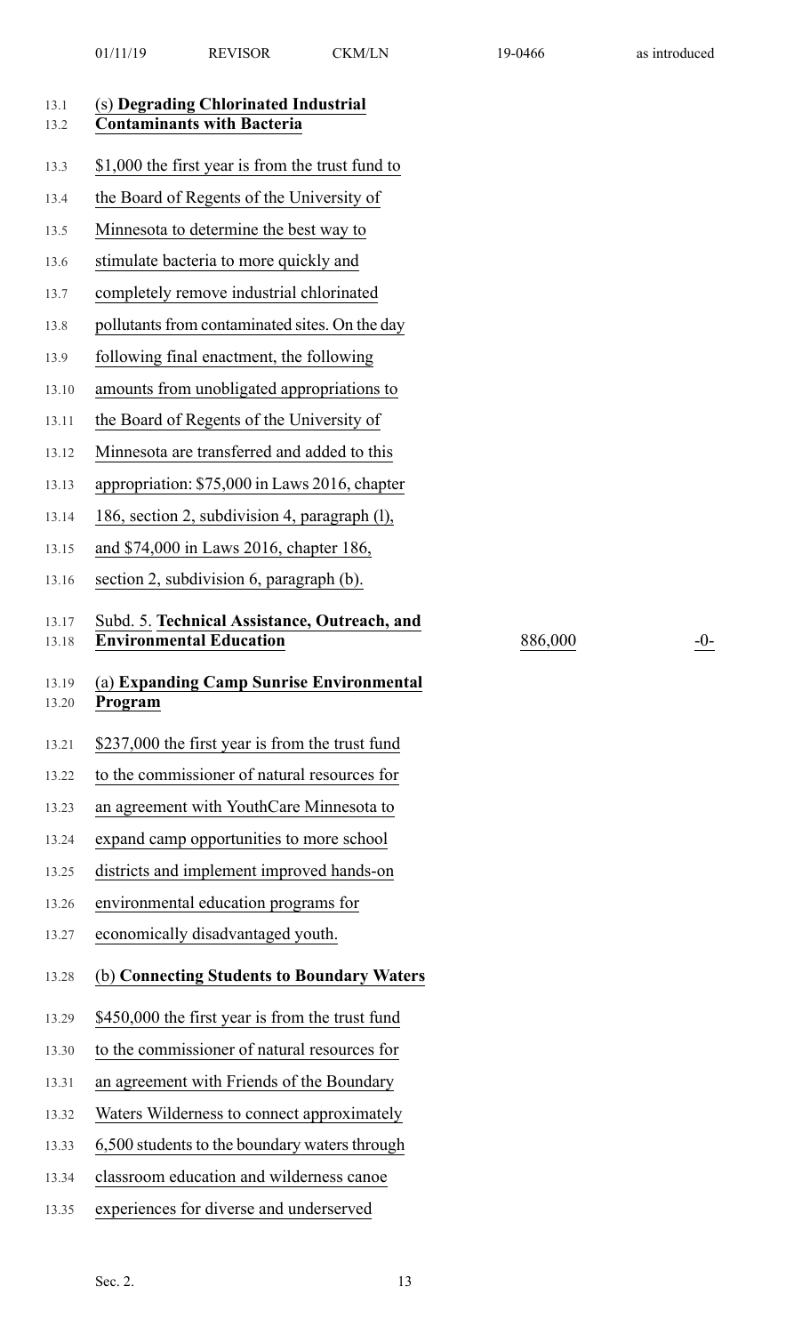(s) **Degrading Chlorinated Industrial Contaminants with Bacteria**

$1,000 the first year is from the trust fund to the Board of Regents of the University of Minnesota to determine the best way to stimulate bacteria to more quickly and completely remove industrial chlorinated pollutants from contaminated sites. On the day following final enactment, the following amounts from unobligated appropriations to the Board of Regents of the University of Minnesota are transferred and added to this appropriation: $75,000 in Laws 2016, chapter 186, section 2, subdivision 4, paragraph (l), and $74,000 in Laws 2016, chapter 186, section 2, subdivision 6, paragraph (b).

| Subd. 5. **Technical Assistance, Outreach, and Environmental Education** | 886,000 | -0- |
|---|---|---|

(a) **Expanding Camp Sunrise Environmental Program**

$237,000 the first year is from the trust fund to the commissioner of natural resources for an agreement with YouthCare Minnesota to expand camp opportunities to more school districts and implement improved hands-on environmental education programs for economically disadvantaged youth.

(b) **Connecting Students to Boundary Waters**

$450,000 the first year is from the trust fund to the commissioner of natural resources for an agreement with Friends of the Boundary Waters Wilderness to connect approximately 6,500 students to the boundary waters through classroom education and wilderness canoe experiences for diverse and underserved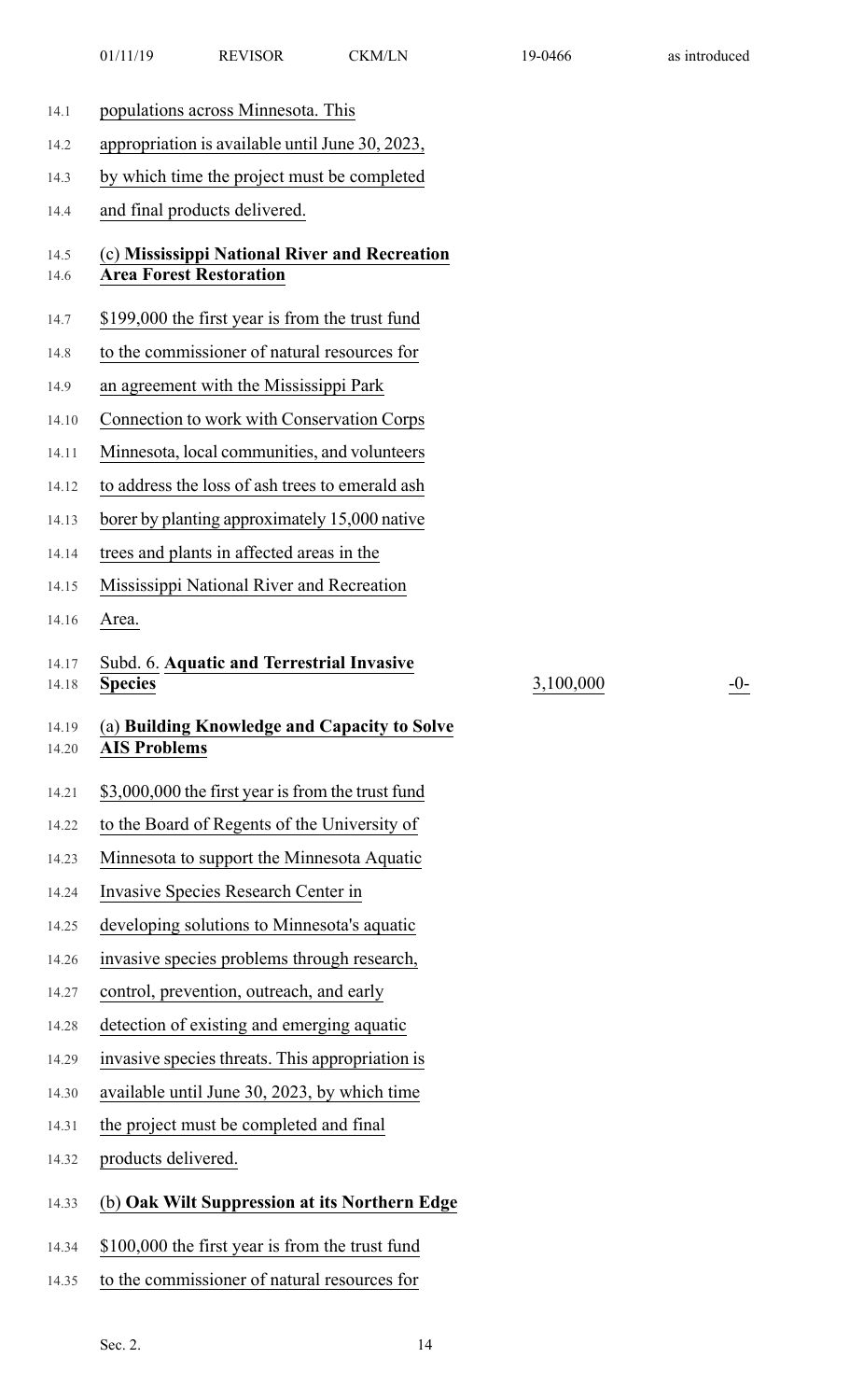populations across Minnesota. This appropriation is available until June 30, 2023, by which time the project must be completed and final products delivered.

(c) **Mississippi National River and Recreation Area Forest Restoration**

$199,000 the first year is from the trust fund to the commissioner of natural resources for an agreement with the Mississippi Park Connection to work with Conservation Corps Minnesota, local communities, and volunteers to address the loss of ash trees to emerald ash borer by planting approximately 15,000 native trees and plants in affected areas in the Mississippi National River and Recreation Area.

| Subd. 6. **Aquatic and Terrestrial Invasive Species** | 3,100,000 | -0- |
|---|---|---|

(a) **Building Knowledge and Capacity to Solve AIS Problems**

$3,000,000 the first year is from the trust fund to the Board of Regents of the University of Minnesota to support the Minnesota Aquatic Invasive Species Research Center in developing solutions to Minnesota's aquatic invasive species problems through research, control, prevention, outreach, and early detection of existing and emerging aquatic invasive species threats. This appropriation is available until June 30, 2023, by which time the project must be completed and final products delivered.

(b) **Oak Wilt Suppression at its Northern Edge**

$100,000 the first year is from the trust fund to the commissioner of natural resources for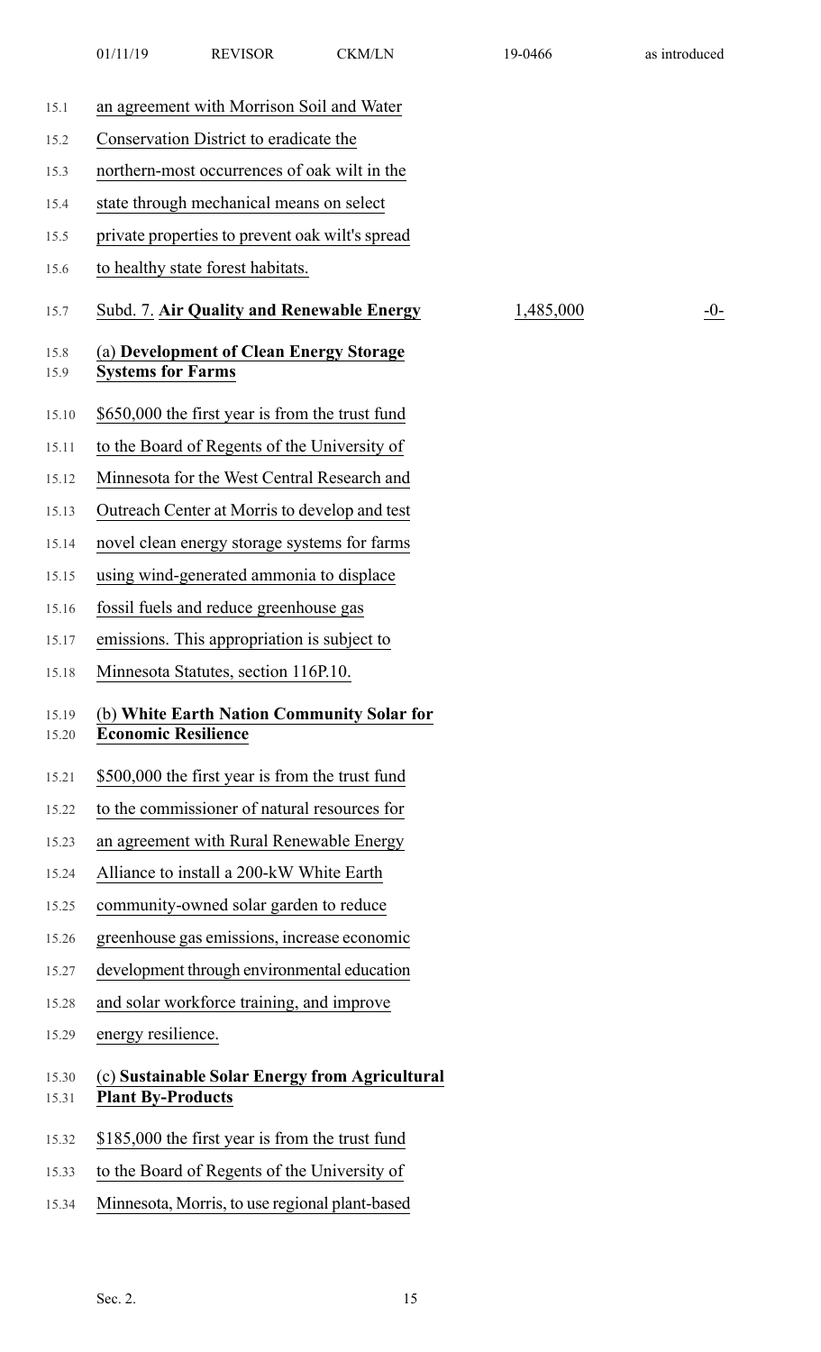an agreement with Morrison Soil and Water Conservation District to eradicate the northern-most occurrences of oak wilt in the state through mechanical means on select private properties to prevent oak wilt's spread to healthy state forest habitats.

| Subd. 7. **Air Quality and Renewable Energy** | 1,485,000 | -0- |
|---|---|---|

**(a) Development of Clean Energy Storage Systems for Farms**

$650,000 the first year is from the trust fund to the Board of Regents of the University of Minnesota for the West Central Research and Outreach Center at Morris to develop and test novel clean energy storage systems for farms using wind-generated ammonia to displace fossil fuels and reduce greenhouse gas emissions. This appropriation is subject to Minnesota Statutes, section 116P.10.

**(b) White Earth Nation Community Solar for Economic Resilience**

$500,000 the first year is from the trust fund to the commissioner of natural resources for an agreement with Rural Renewable Energy Alliance to install a 200-kW White Earth community-owned solar garden to reduce greenhouse gas emissions, increase economic development through environmental education and solar workforce training, and improve energy resilience.

**(c) Sustainable Solar Energy from Agricultural Plant By-Products**

$185,000 the first year is from the trust fund to the Board of Regents of the University of Minnesota, Morris, to use regional plant-based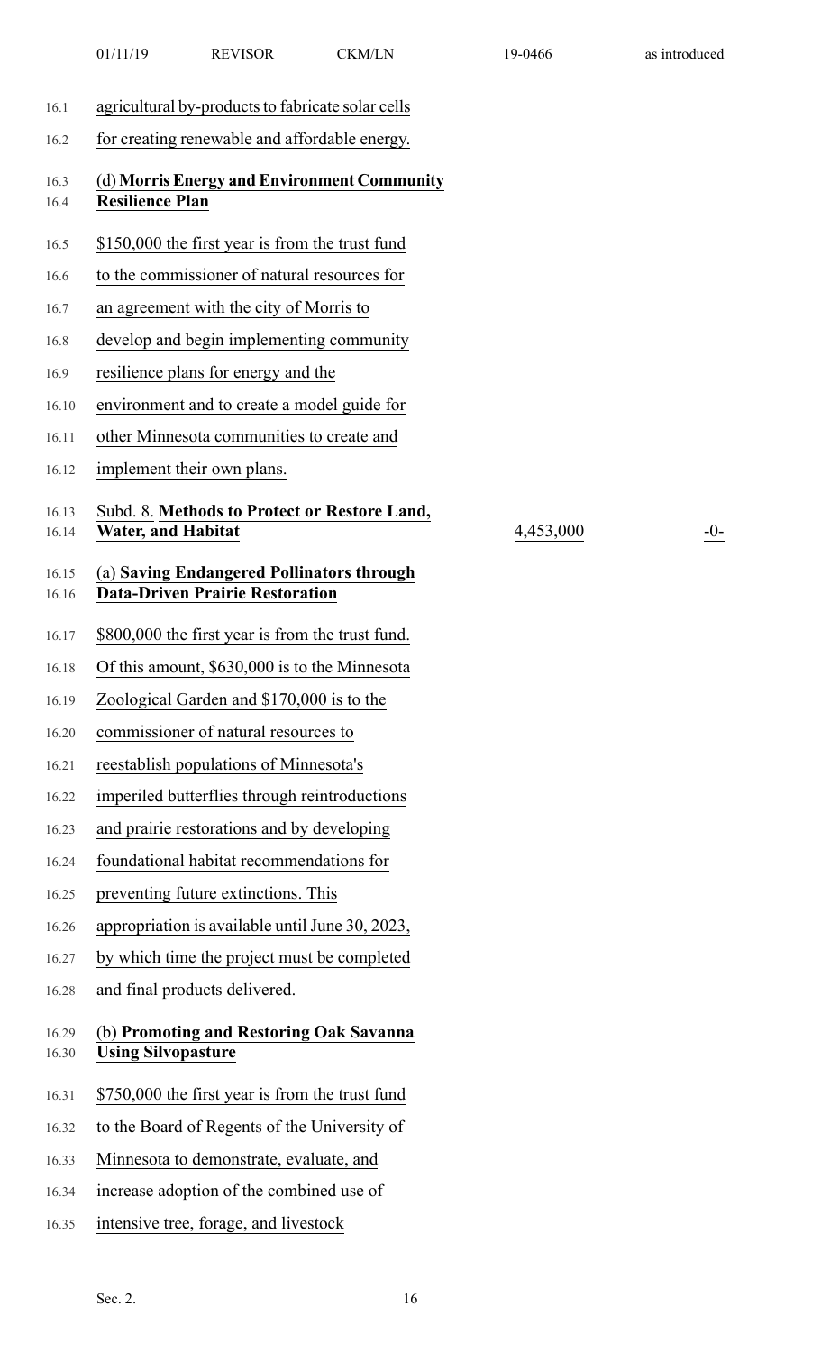agricultural by-products to fabricate solar cells for creating renewable and affordable energy.

(d) **Morris Energy and Environment Community Resilience Plan**

$150,000 the first year is from the trust fund to the commissioner of natural resources for an agreement with the city of Morris to develop and begin implementing community resilience plans for energy and the environment and to create a model guide for other Minnesota communities to create and implement their own plans.

Subd. 8. **Methods to Protect or Restore Land, Water, and Habitat** 4,453,000 -0-

(a) **Saving Endangered Pollinators through Data-Driven Prairie Restoration**

$800,000 the first year is from the trust fund. Of this amount, $630,000 is to the Minnesota Zoological Garden and $170,000 is to the commissioner of natural resources to reestablish populations of Minnesota's imperiled butterflies through reintroductions and prairie restorations and by developing foundational habitat recommendations for preventing future extinctions. This appropriation is available until June 30, 2023, by which time the project must be completed and final products delivered.

(b) **Promoting and Restoring Oak Savanna Using Silvopasture**

$750,000 the first year is from the trust fund to the Board of Regents of the University of Minnesota to demonstrate, evaluate, and increase adoption of the combined use of intensive tree, forage, and livestock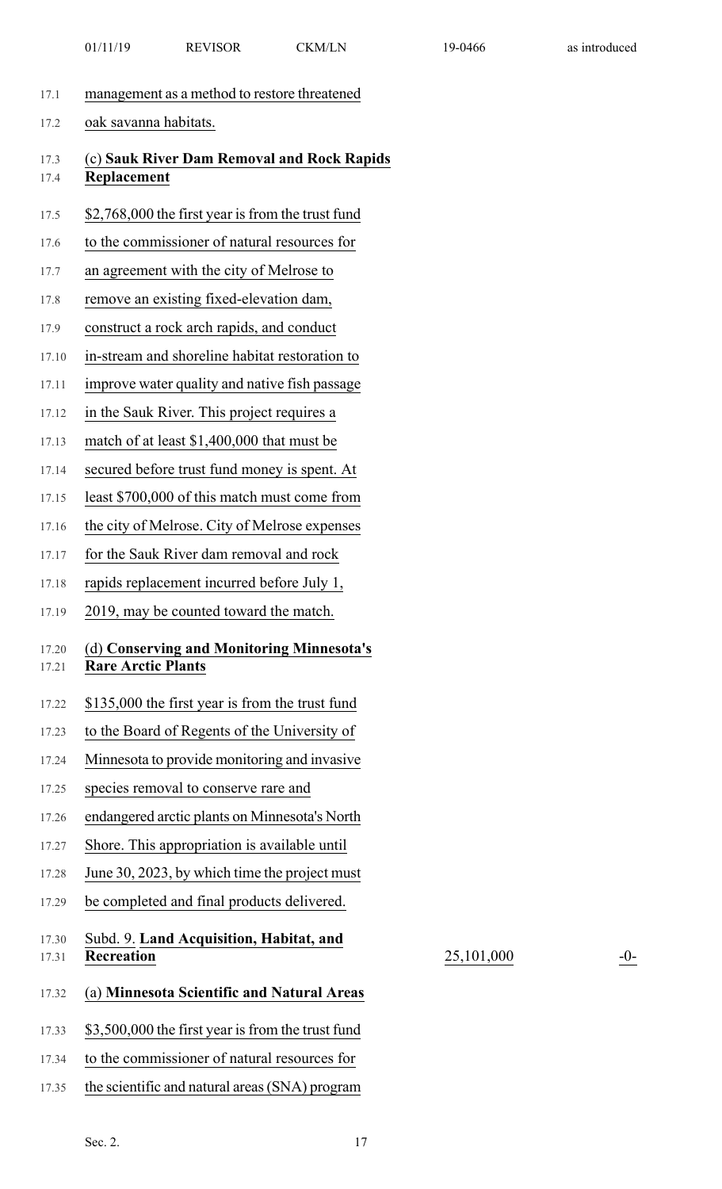management as a method to restore threatened oak savanna habitats.

(c) **Sauk River Dam Removal and Rock Rapids Replacement**

$2,768,000 the first year is from the trust fund to the commissioner of natural resources for an agreement with the city of Melrose to remove an existing fixed-elevation dam, construct a rock arch rapids, and conduct in-stream and shoreline habitat restoration to improve water quality and native fish passage in the Sauk River. This project requires a match of at least $1,400,000 that must be secured before trust fund money is spent. At least $700,000 of this match must come from the city of Melrose. City of Melrose expenses for the Sauk River dam removal and rock rapids replacement incurred before July 1, 2019, may be counted toward the match.

(d) **Conserving and Monitoring Minnesota's Rare Arctic Plants**

$135,000 the first year is from the trust fund to the Board of Regents of the University of Minnesota to provide monitoring and invasive species removal to conserve rare and endangered arctic plants on Minnesota's North Shore. This appropriation is available until June 30, 2023, by which time the project must be completed and final products delivered.

| | | |
|---|---|---|
| Subd. 9. **Land Acquisition, Habitat, and Recreation** | 25,101,000 | -0- |

(a) **Minnesota Scientific and Natural Areas**

$3,500,000 the first year is from the trust fund to the commissioner of natural resources for the scientific and natural areas (SNA) program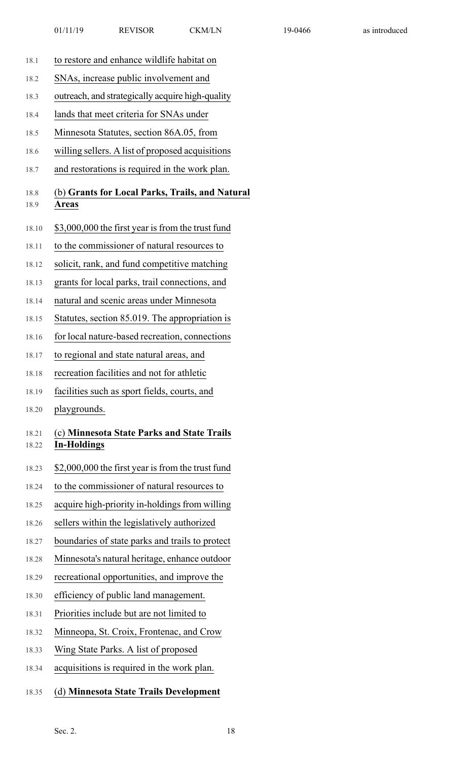to restore and enhance wildlife habitat on SNAs, increase public involvement and outreach, and strategically acquire high-quality lands that meet criteria for SNAs under Minnesota Statutes, section 86A.05, from willing sellers. A list of proposed acquisitions and restorations is required in the work plan.

(b) **Grants for Local Parks, Trails, and Natural Areas**

$3,000,000 the first year is from the trust fund to the commissioner of natural resources to solicit, rank, and fund competitive matching grants for local parks, trail connections, and natural and scenic areas under Minnesota Statutes, section 85.019. The appropriation is for local nature-based recreation, connections to regional and state natural areas, and recreation facilities and not for athletic facilities such as sport fields, courts, and playgrounds.

(c) **Minnesota State Parks and State Trails In-Holdings**

$2,000,000 the first year is from the trust fund to the commissioner of natural resources to acquire high-priority in-holdings from willing sellers within the legislatively authorized boundaries of state parks and trails to protect Minnesota's natural heritage, enhance outdoor recreational opportunities, and improve the efficiency of public land management. Priorities include but are not limited to Minneopa, St. Croix, Frontenac, and Crow Wing State Parks. A list of proposed acquisitions is required in the work plan.

(d) **Minnesota State Trails Development**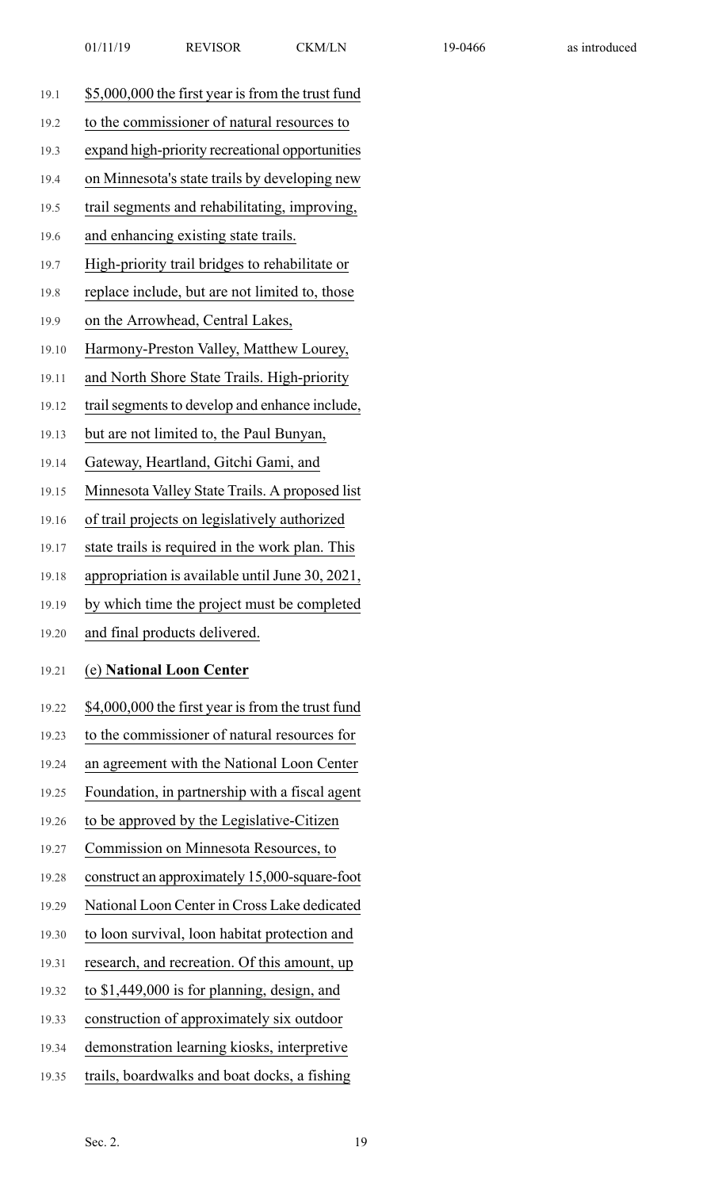$5,000,000 the first year is from the trust fund to the commissioner of natural resources to expand high-priority recreational opportunities on Minnesota's state trails by developing new trail segments and rehabilitating, improving, and enhancing existing state trails. High-priority trail bridges to rehabilitate or replace include, but are not limited to, those on the Arrowhead, Central Lakes, Harmony-Preston Valley, Matthew Lourey, and North Shore State Trails. High-priority trail segments to develop and enhance include, but are not limited to, the Paul Bunyan, Gateway, Heartland, Gitchi Gami, and Minnesota Valley State Trails. A proposed list of trail projects on legislatively authorized state trails is required in the work plan. This appropriation is available until June 30, 2021, by which time the project must be completed and final products delivered.

(e) **National Loon Center**

$4,000,000 the first year is from the trust fund to the commissioner of natural resources for an agreement with the National Loon Center Foundation, in partnership with a fiscal agent to be approved by the Legislative-Citizen Commission on Minnesota Resources, to construct an approximately 15,000-square-foot National Loon Center in Cross Lake dedicated to loon survival, loon habitat protection and research, and recreation. Of this amount, up to $1,449,000 is for planning, design, and construction of approximately six outdoor demonstration learning kiosks, interpretive trails, boardwalks and boat docks, a fishing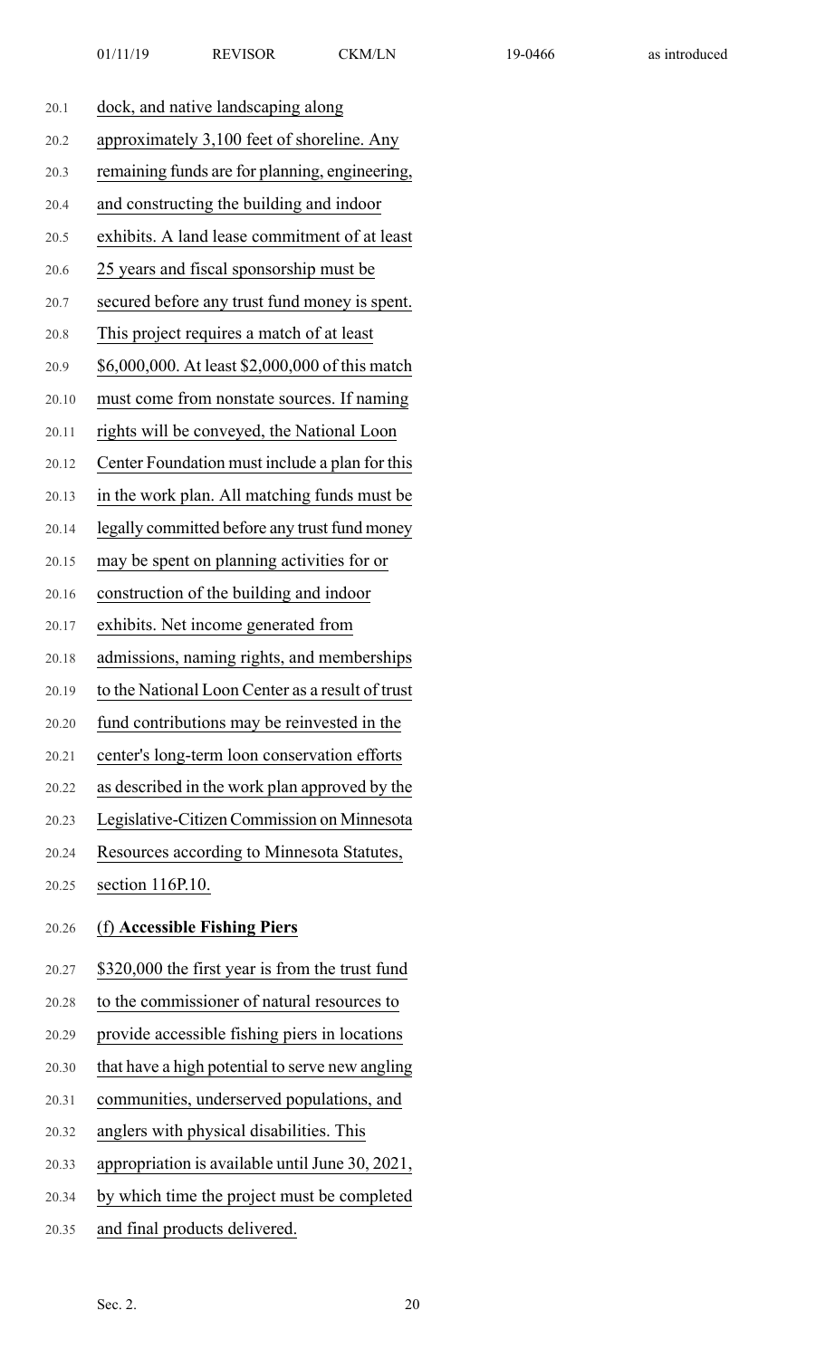dock, and native landscaping along approximately 3,100 feet of shoreline. Any remaining funds are for planning, engineering, and constructing the building and indoor exhibits. A land lease commitment of at least 25 years and fiscal sponsorship must be secured before any trust fund money is spent. This project requires a match of at least \$6,000,000. At least \$2,000,000 of this match must come from nonstate sources. If naming rights will be conveyed, the National Loon Center Foundation must include a plan for this in the work plan. All matching funds must be legally committed before any trust fund money may be spent on planning activities for or construction of the building and indoor exhibits. Net income generated from admissions, naming rights, and memberships to the National Loon Center as a result of trust fund contributions may be reinvested in the center's long-term loon conservation efforts as described in the work plan approved by the Legislative-Citizen Commission on Minnesota Resources according to Minnesota Statutes, section 116P.10.

(f) **Accessible Fishing Piers**

\$320,000 the first year is from the trust fund to the commissioner of natural resources to provide accessible fishing piers in locations that have a high potential to serve new angling communities, underserved populations, and anglers with physical disabilities. This appropriation is available until June 30, 2021, by which time the project must be completed and final products delivered.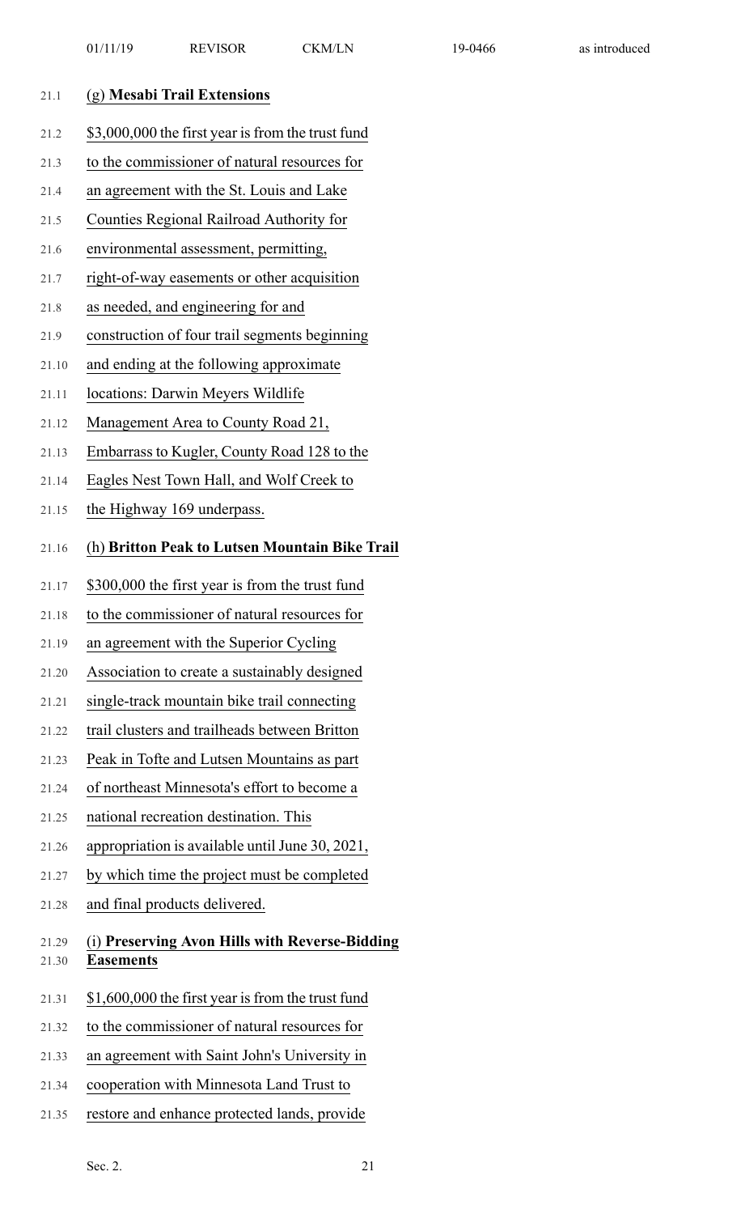(g) **Mesabi Trail Extensions**

$3,000,000 the first year is from the trust fund to the commissioner of natural resources for an agreement with the St. Louis and Lake Counties Regional Railroad Authority for environmental assessment, permitting, right-of-way easements or other acquisition as needed, and engineering for and construction of four trail segments beginning and ending at the following approximate locations: Darwin Meyers Wildlife Management Area to County Road 21, Embarrass to Kugler, County Road 128 to the Eagles Nest Town Hall, and Wolf Creek to the Highway 169 underpass.

(h) **Britton Peak to Lutsen Mountain Bike Trail**

$300,000 the first year is from the trust fund to the commissioner of natural resources for an agreement with the Superior Cycling Association to create a sustainably designed single-track mountain bike trail connecting trail clusters and trailheads between Britton Peak in Tofte and Lutsen Mountains as part of northeast Minnesota's effort to become a national recreation destination. This appropriation is available until June 30, 2021, by which time the project must be completed and final products delivered.

(i) **Preserving Avon Hills with Reverse-Bidding Easements**

$1,600,000 the first year is from the trust fund to the commissioner of natural resources for an agreement with Saint John's University in cooperation with Minnesota Land Trust to restore and enhance protected lands, provide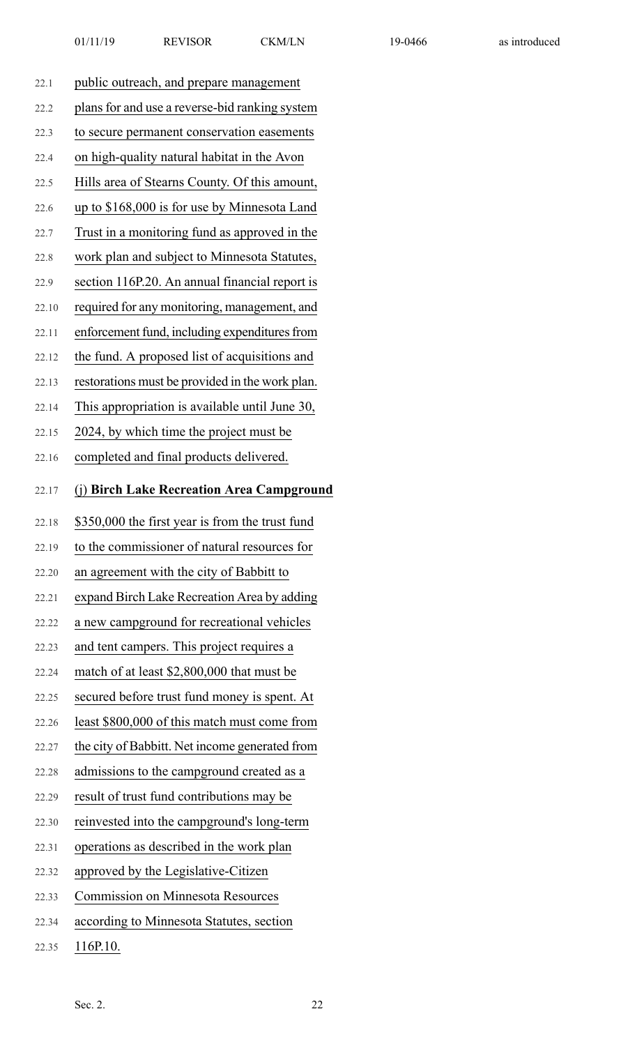public outreach, and prepare management plans for and use a reverse-bid ranking system to secure permanent conservation easements on high-quality natural habitat in the Avon Hills area of Stearns County. Of this amount, up to $168,000 is for use by Minnesota Land Trust in a monitoring fund as approved in the work plan and subject to Minnesota Statutes, section 116P.20. An annual financial report is required for any monitoring, management, and enforcement fund, including expenditures from the fund. A proposed list of acquisitions and restorations must be provided in the work plan. This appropriation is available until June 30, 2024, by which time the project must be completed and final products delivered.

(j) **Birch Lake Recreation Area Campground**

$350,000 the first year is from the trust fund to the commissioner of natural resources for an agreement with the city of Babbitt to expand Birch Lake Recreation Area by adding a new campground for recreational vehicles and tent campers. This project requires a match of at least $2,800,000 that must be secured before trust fund money is spent. At least $800,000 of this match must come from the city of Babbitt. Net income generated from admissions to the campground created as a result of trust fund contributions may be reinvested into the campground's long-term operations as described in the work plan approved by the Legislative-Citizen Commission on Minnesota Resources according to Minnesota Statutes, section 116P.10.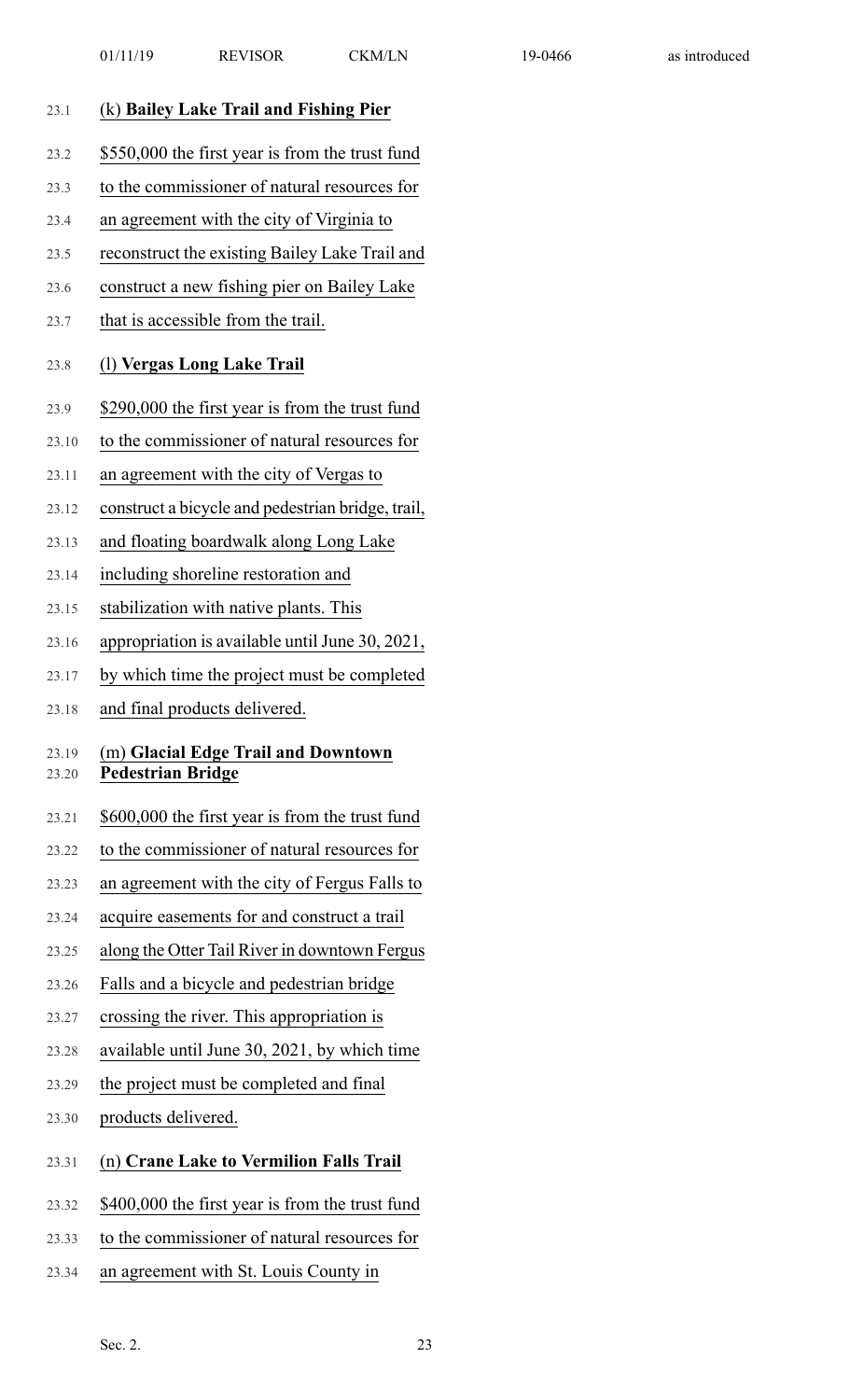(k) **Bailey Lake Trail and Fishing Pier**

\$550,000 the first year is from the trust fund to the commissioner of natural resources for an agreement with the city of Virginia to reconstruct the existing Bailey Lake Trail and construct a new fishing pier on Bailey Lake that is accessible from the trail.

(l) **Vergas Long Lake Trail**

\$290,000 the first year is from the trust fund to the commissioner of natural resources for an agreement with the city of Vergas to construct a bicycle and pedestrian bridge, trail, and floating boardwalk along Long Lake including shoreline restoration and stabilization with native plants. This appropriation is available until June 30, 2021, by which time the project must be completed and final products delivered.

(m) **Glacial Edge Trail and Downtown Pedestrian Bridge**

\$600,000 the first year is from the trust fund to the commissioner of natural resources for an agreement with the city of Fergus Falls to acquire easements for and construct a trail along the Otter Tail River in downtown Fergus Falls and a bicycle and pedestrian bridge crossing the river. This appropriation is available until June 30, 2021, by which time the project must be completed and final products delivered.

(n) **Crane Lake to Vermilion Falls Trail**

\$400,000 the first year is from the trust fund to the commissioner of natural resources for an agreement with St. Louis County in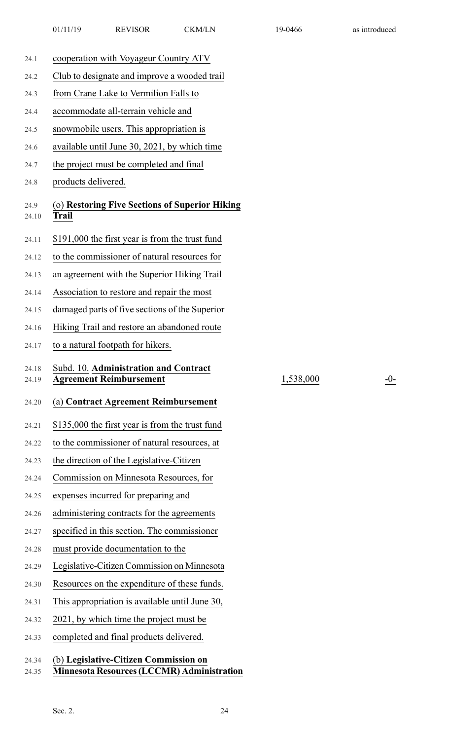cooperation with Voyageur Country ATV Club to designate and improve a wooded trail from Crane Lake to Vermilion Falls to accommodate all-terrain vehicle and snowmobile users. This appropriation is available until June 30, 2021, by which time the project must be completed and final products delivered.

(o) **Restoring Five Sections of Superior Hiking Trail**

$191,000 the first year is from the trust fund to the commissioner of natural resources for an agreement with the Superior Hiking Trail Association to restore and repair the most damaged parts of five sections of the Superior Hiking Trail and restore an abandoned route to a natural footpath for hikers.

| | | |
|---|---|---|
| Subd. 10. **Administration and Contract Agreement Reimbursement** | 1,538,000 | -0- |

(a) **Contract Agreement Reimbursement**

$135,000 the first year is from the trust fund to the commissioner of natural resources, at the direction of the Legislative-Citizen Commission on Minnesota Resources, for expenses incurred for preparing and administering contracts for the agreements specified in this section. The commissioner must provide documentation to the Legislative-Citizen Commission on Minnesota Resources on the expenditure of these funds. This appropriation is available until June 30, 2021, by which time the project must be completed and final products delivered.

(b) **Legislative-Citizen Commission on Minnesota Resources (LCCMR) Administration**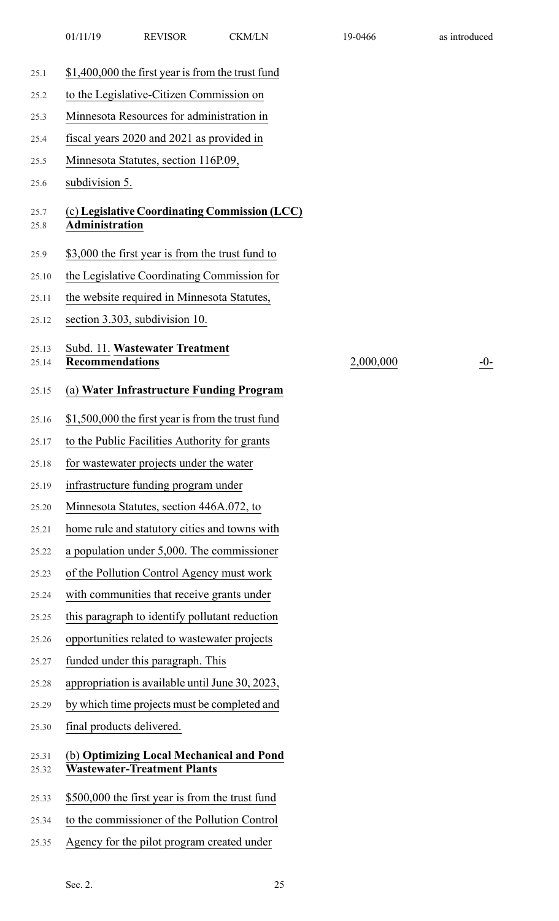$1,400,000 the first year is from the trust fund to the Legislative-Citizen Commission on Minnesota Resources for administration in fiscal years 2020 and 2021 as provided in Minnesota Statutes, section 116P.09, subdivision 5.

(c) **Legislative Coordinating Commission (LCC) Administration**

$3,000 the first year is from the trust fund to the Legislative Coordinating Commission for the website required in Minnesota Statutes, section 3.303, subdivision 10.

| | | |
|---|---|---|
| Subd. 11. **Wastewater Treatment Recommendations** | 2,000,000 | -0- |

(a) **Water Infrastructure Funding Program**

$1,500,000 the first year is from the trust fund to the Public Facilities Authority for grants for wastewater projects under the water infrastructure funding program under Minnesota Statutes, section 446A.072, to home rule and statutory cities and towns with a population under 5,000. The commissioner of the Pollution Control Agency must work with communities that receive grants under this paragraph to identify pollutant reduction opportunities related to wastewater projects funded under this paragraph. This appropriation is available until June 30, 2023, by which time projects must be completed and final products delivered.

(b) **Optimizing Local Mechanical and Pond Wastewater-Treatment Plants**

$500,000 the first year is from the trust fund to the commissioner of the Pollution Control Agency for the pilot program created under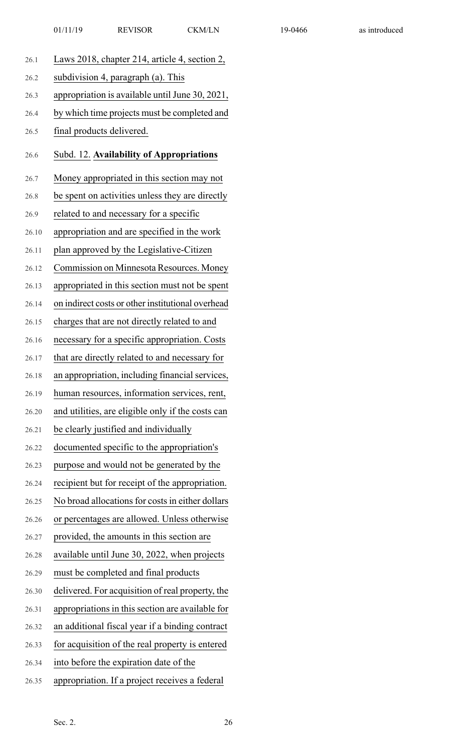Laws 2018, chapter 214, article 4, section 2, subdivision 4, paragraph (a). This appropriation is available until June 30, 2021, by which time projects must be completed and final products delivered.

Subd. 12. **Availability of Appropriations**

Money appropriated in this section may not be spent on activities unless they are directly related to and necessary for a specific appropriation and are specified in the work plan approved by the Legislative-Citizen Commission on Minnesota Resources. Money appropriated in this section must not be spent on indirect costs or other institutional overhead charges that are not directly related to and necessary for a specific appropriation. Costs that are directly related to and necessary for an appropriation, including financial services, human resources, information services, rent, and utilities, are eligible only if the costs can be clearly justified and individually documented specific to the appropriation's purpose and would not be generated by the recipient but for receipt of the appropriation. No broad allocations for costs in either dollars or percentages are allowed. Unless otherwise provided, the amounts in this section are available until June 30, 2022, when projects must be completed and final products delivered. For acquisition of real property, the appropriations in this section are available for an additional fiscal year if a binding contract for acquisition of the real property is entered into before the expiration date of the appropriation. If a project receives a federal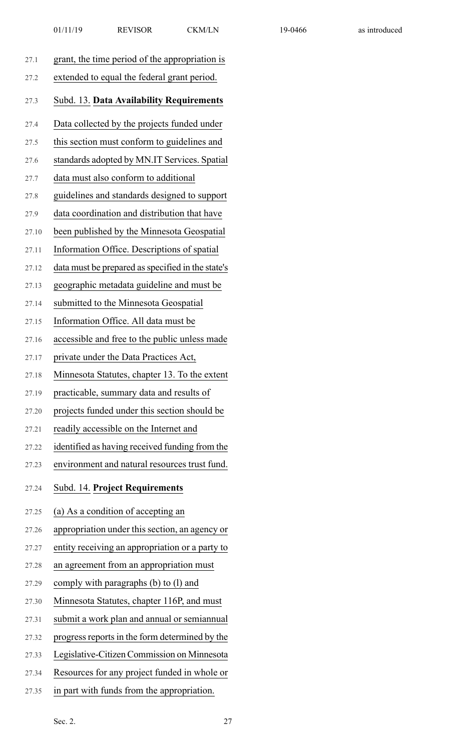grant, the time period of the appropriation is extended to equal the federal grant period.

Subd. 13. **Data Availability Requirements**

Data collected by the projects funded under this section must conform to guidelines and standards adopted by MN.IT Services. Spatial data must also conform to additional guidelines and standards designed to support data coordination and distribution that have been published by the Minnesota Geospatial Information Office. Descriptions of spatial data must be prepared as specified in the state's geographic metadata guideline and must be submitted to the Minnesota Geospatial Information Office. All data must be accessible and free to the public unless made private under the Data Practices Act, Minnesota Statutes, chapter 13. To the extent practicable, summary data and results of projects funded under this section should be readily accessible on the Internet and identified as having received funding from the environment and natural resources trust fund.

Subd. 14. **Project Requirements**

(a) As a condition of accepting an appropriation under this section, an agency or entity receiving an appropriation or a party to an agreement from an appropriation must comply with paragraphs (b) to (l) and Minnesota Statutes, chapter 116P, and must submit a work plan and annual or semiannual progress reports in the form determined by the Legislative-Citizen Commission on Minnesota Resources for any project funded in whole or in part with funds from the appropriation.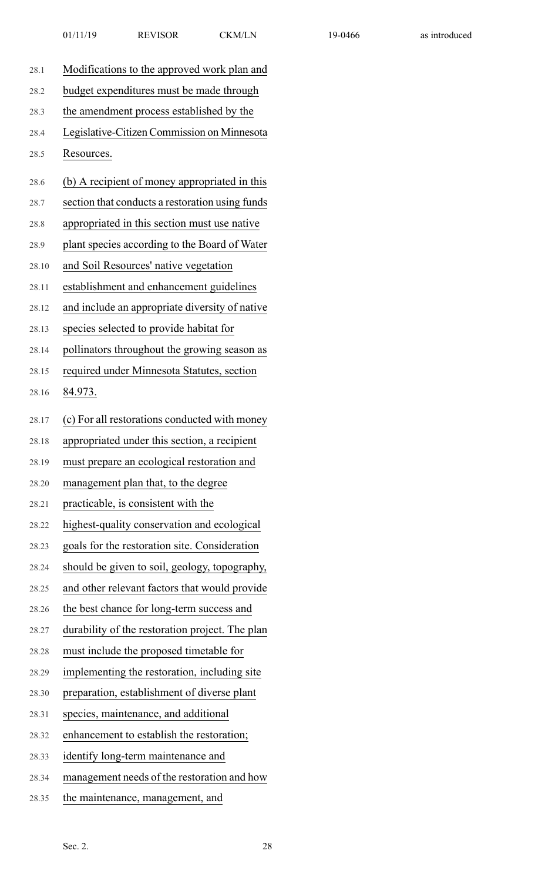Modifications to the approved work plan and budget expenditures must be made through the amendment process established by the Legislative-Citizen Commission on Minnesota Resources.

(b) A recipient of money appropriated in this section that conducts a restoration using funds appropriated in this section must use native plant species according to the Board of Water and Soil Resources' native vegetation establishment and enhancement guidelines and include an appropriate diversity of native species selected to provide habitat for pollinators throughout the growing season as required under Minnesota Statutes, section 84.973.

(c) For all restorations conducted with money appropriated under this section, a recipient must prepare an ecological restoration and management plan that, to the degree practicable, is consistent with the highest-quality conservation and ecological goals for the restoration site. Consideration should be given to soil, geology, topography, and other relevant factors that would provide the best chance for long-term success and durability of the restoration project. The plan must include the proposed timetable for implementing the restoration, including site preparation, establishment of diverse plant species, maintenance, and additional enhancement to establish the restoration; identify long-term maintenance and management needs of the restoration and how the maintenance, management, and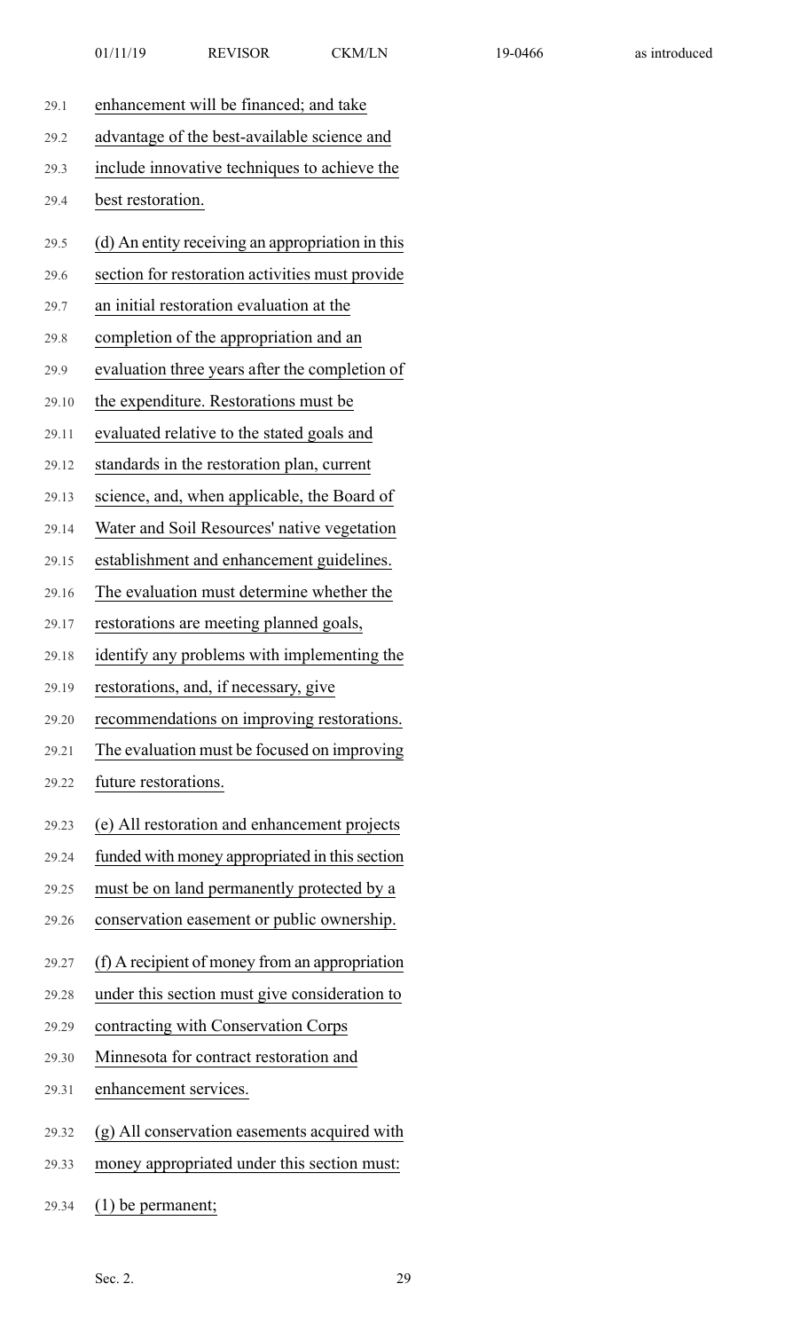enhancement will be financed; and take advantage of the best-available science and include innovative techniques to achieve the best restoration.

(d) An entity receiving an appropriation in this section for restoration activities must provide an initial restoration evaluation at the completion of the appropriation and an evaluation three years after the completion of the expenditure. Restorations must be evaluated relative to the stated goals and standards in the restoration plan, current science, and, when applicable, the Board of Water and Soil Resources' native vegetation establishment and enhancement guidelines. The evaluation must determine whether the restorations are meeting planned goals, identify any problems with implementing the restorations, and, if necessary, give recommendations on improving restorations. The evaluation must be focused on improving future restorations.

(e) All restoration and enhancement projects funded with money appropriated in this section must be on land permanently protected by a conservation easement or public ownership.

(f) A recipient of money from an appropriation under this section must give consideration to contracting with Conservation Corps Minnesota for contract restoration and enhancement services.

(g) All conservation easements acquired with money appropriated under this section must:

(1) be permanent;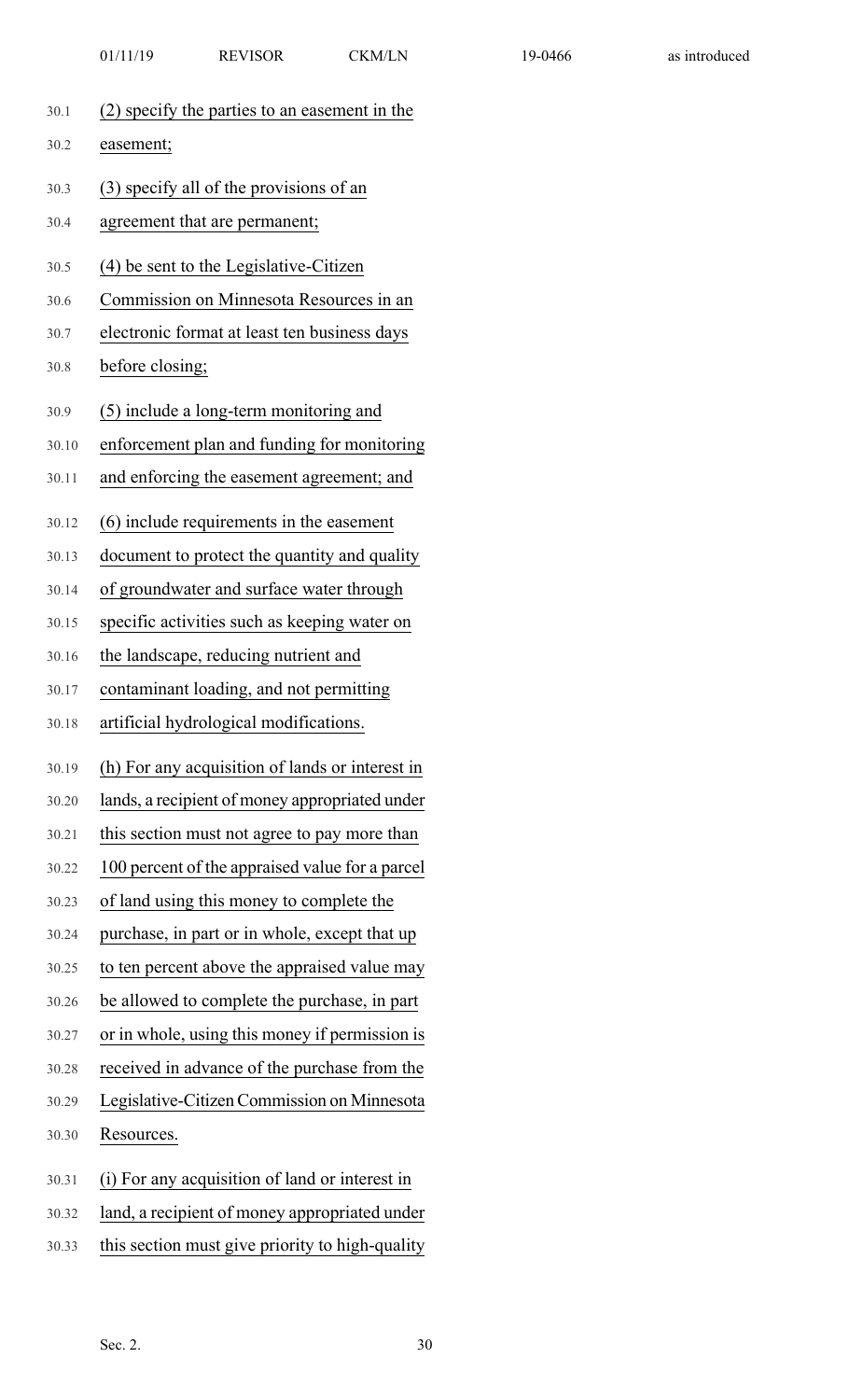(2) specify the parties to an easement in the easement;

(3) specify all of the provisions of an agreement that are permanent;

(4) be sent to the Legislative-Citizen Commission on Minnesota Resources in an electronic format at least ten business days before closing;

(5) include a long-term monitoring and enforcement plan and funding for monitoring and enforcing the easement agreement; and

(6) include requirements in the easement document to protect the quantity and quality of groundwater and surface water through specific activities such as keeping water on the landscape, reducing nutrient and contaminant loading, and not permitting artificial hydrological modifications.

(h) For any acquisition of lands or interest in lands, a recipient of money appropriated under this section must not agree to pay more than 100 percent of the appraised value for a parcel of land using this money to complete the purchase, in part or in whole, except that up to ten percent above the appraised value may be allowed to complete the purchase, in part or in whole, using this money if permission is received in advance of the purchase from the Legislative-Citizen Commission on Minnesota Resources.

(i) For any acquisition of land or interest in land, a recipient of money appropriated under this section must give priority to high-quality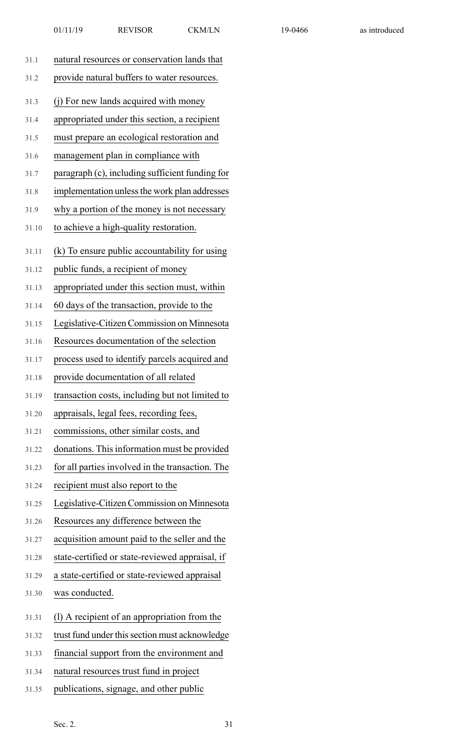natural resources or conservation lands that provide natural buffers to water resources.

(j) For new lands acquired with money appropriated under this section, a recipient must prepare an ecological restoration and management plan in compliance with paragraph (c), including sufficient funding for implementation unless the work plan addresses why a portion of the money is not necessary to achieve a high-quality restoration.

(k) To ensure public accountability for using public funds, a recipient of money appropriated under this section must, within 60 days of the transaction, provide to the Legislative-Citizen Commission on Minnesota Resources documentation of the selection process used to identify parcels acquired and provide documentation of all related transaction costs, including but not limited to appraisals, legal fees, recording fees, commissions, other similar costs, and donations. This information must be provided for all parties involved in the transaction. The recipient must also report to the Legislative-Citizen Commission on Minnesota Resources any difference between the acquisition amount paid to the seller and the state-certified or state-reviewed appraisal, if a state-certified or state-reviewed appraisal was conducted.

(l) A recipient of an appropriation from the trust fund under this section must acknowledge financial support from the environment and natural resources trust fund in project publications, signage, and other public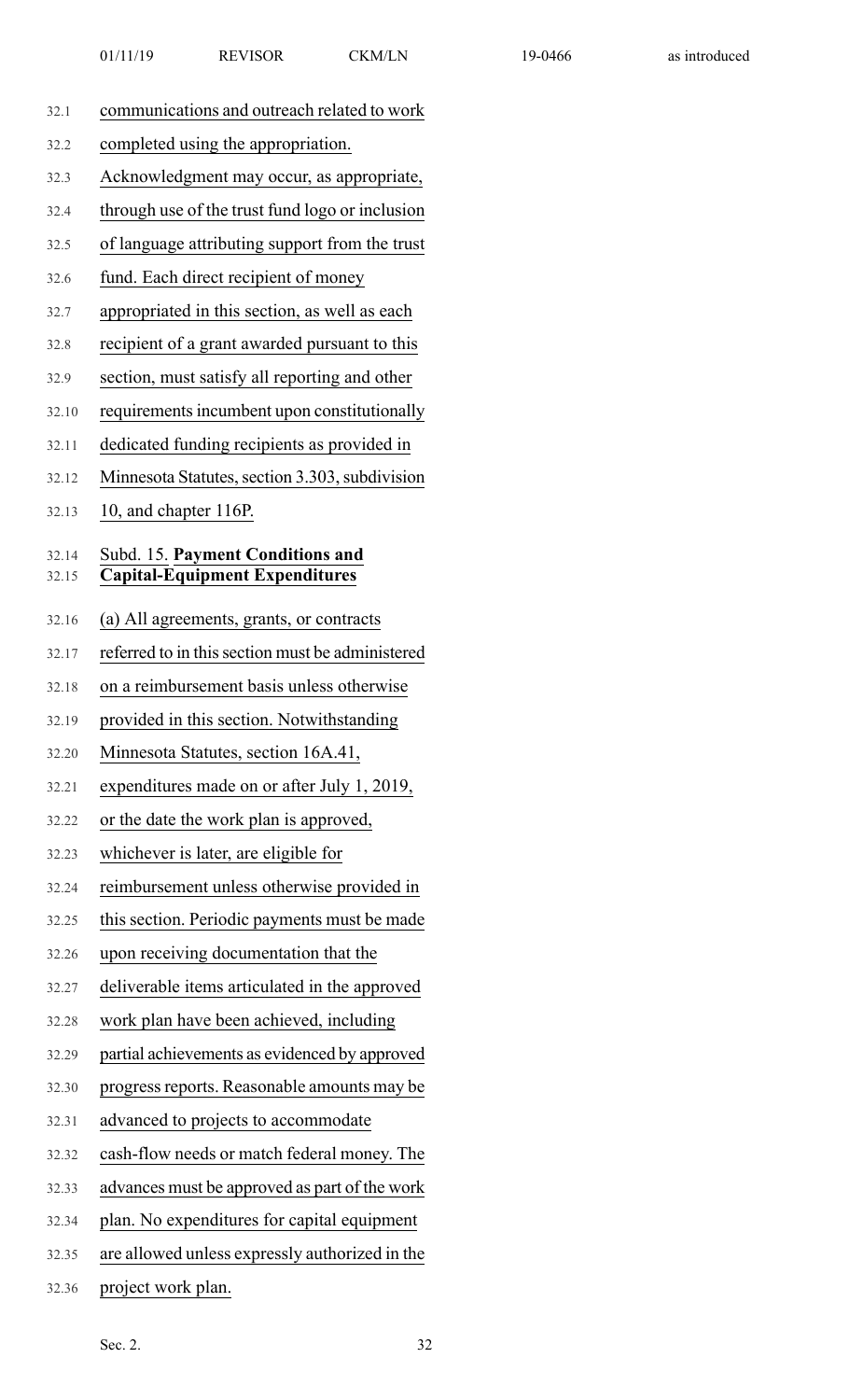communications and outreach related to work completed using the appropriation. Acknowledgment may occur, as appropriate, through use of the trust fund logo or inclusion of language attributing support from the trust fund. Each direct recipient of money appropriated in this section, as well as each recipient of a grant awarded pursuant to this section, must satisfy all reporting and other requirements incumbent upon constitutionally dedicated funding recipients as provided in Minnesota Statutes, section 3.303, subdivision 10, and chapter 116P.

Subd. 15. **Payment Conditions and Capital-Equipment Expenditures**

(a) All agreements, grants, or contracts referred to in this section must be administered on a reimbursement basis unless otherwise provided in this section. Notwithstanding Minnesota Statutes, section 16A.41, expenditures made on or after July 1, 2019, or the date the work plan is approved, whichever is later, are eligible for reimbursement unless otherwise provided in this section. Periodic payments must be made upon receiving documentation that the deliverable items articulated in the approved work plan have been achieved, including partial achievements as evidenced by approved progress reports. Reasonable amounts may be advanced to projects to accommodate cash-flow needs or match federal money. The advances must be approved as part of the work plan. No expenditures for capital equipment are allowed unless expressly authorized in the project work plan.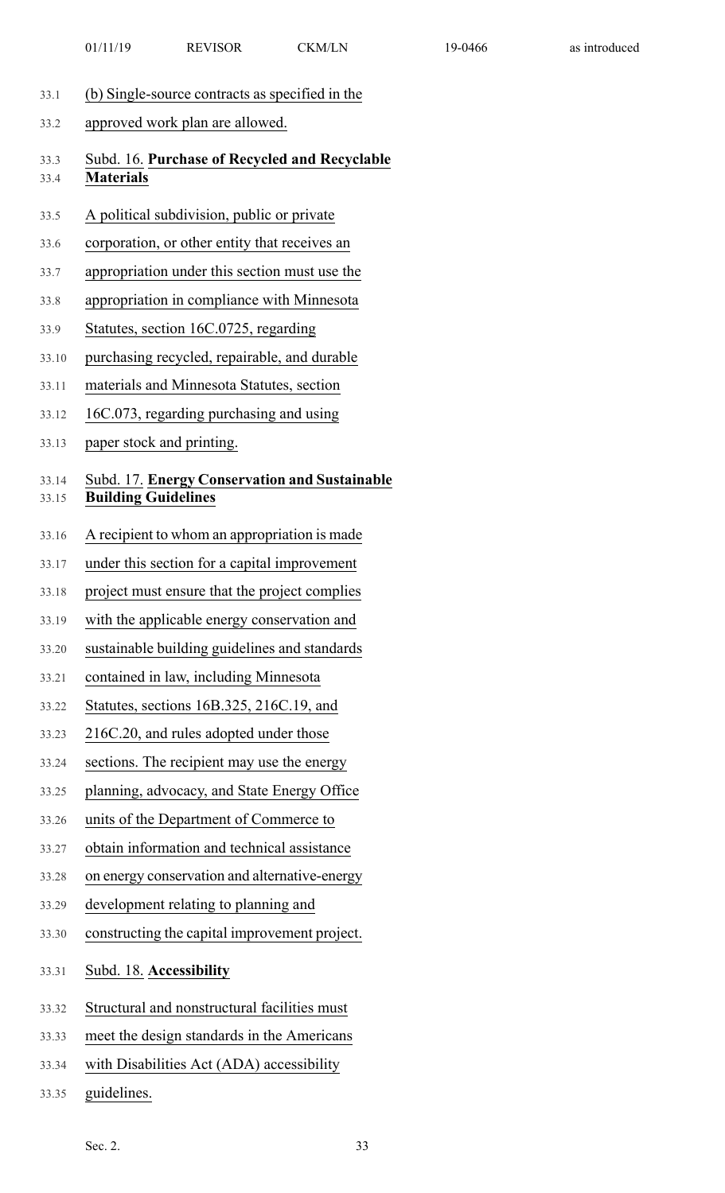(b) Single-source contracts as specified in the approved work plan are allowed.

Subd. 16. **Purchase of Recycled and Recyclable Materials**

A political subdivision, public or private corporation, or other entity that receives an appropriation under this section must use the appropriation in compliance with Minnesota Statutes, section 16C.0725, regarding purchasing recycled, repairable, and durable materials and Minnesota Statutes, section 16C.073, regarding purchasing and using paper stock and printing.

Subd. 17. **Energy Conservation and Sustainable Building Guidelines**

A recipient to whom an appropriation is made under this section for a capital improvement project must ensure that the project complies with the applicable energy conservation and sustainable building guidelines and standards contained in law, including Minnesota Statutes, sections 16B.325, 216C.19, and 216C.20, and rules adopted under those sections. The recipient may use the energy planning, advocacy, and State Energy Office units of the Department of Commerce to obtain information and technical assistance on energy conservation and alternative-energy development relating to planning and constructing the capital improvement project.

Subd. 18. **Accessibility**

Structural and nonstructural facilities must meet the design standards in the Americans with Disabilities Act (ADA) accessibility guidelines.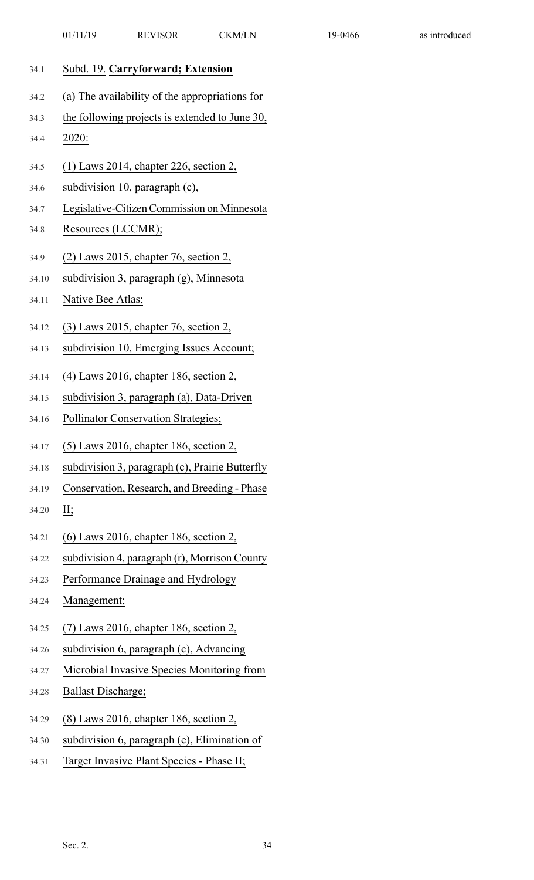Subd. 19. **Carryforward; Extension**

(a) The availability of the appropriations for the following projects is extended to June 30, 2020:

(1) Laws 2014, chapter 226, section 2, subdivision 10, paragraph (c), Legislative-Citizen Commission on Minnesota Resources (LCCMR);

(2) Laws 2015, chapter 76, section 2, subdivision 3, paragraph (g), Minnesota Native Bee Atlas;

(3) Laws 2015, chapter 76, section 2, subdivision 10, Emerging Issues Account;

(4) Laws 2016, chapter 186, section 2, subdivision 3, paragraph (a), Data-Driven Pollinator Conservation Strategies;

(5) Laws 2016, chapter 186, section 2, subdivision 3, paragraph (c), Prairie Butterfly Conservation, Research, and Breeding - Phase II;

(6) Laws 2016, chapter 186, section 2, subdivision 4, paragraph (r), Morrison County Performance Drainage and Hydrology Management;

(7) Laws 2016, chapter 186, section 2, subdivision 6, paragraph (c), Advancing Microbial Invasive Species Monitoring from Ballast Discharge;

(8) Laws 2016, chapter 186, section 2, subdivision 6, paragraph (e), Elimination of Target Invasive Plant Species - Phase II;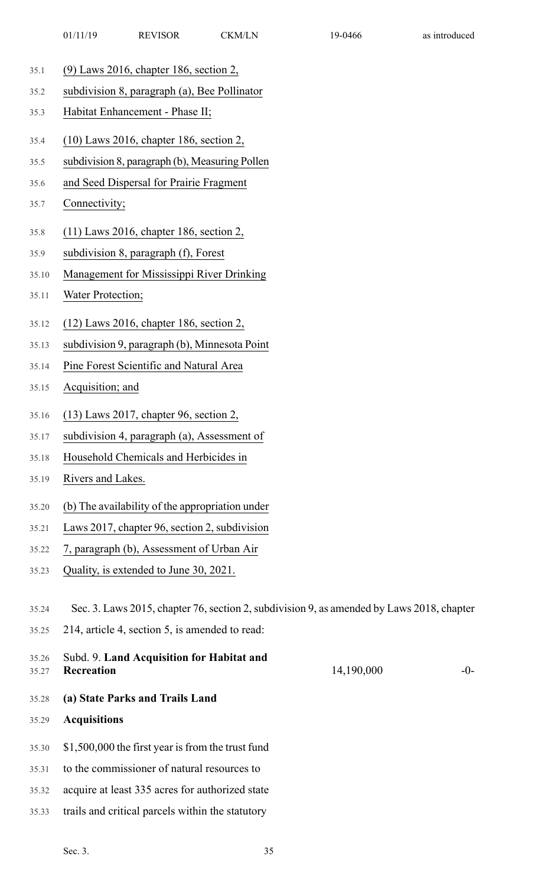(9) Laws 2016, chapter 186, section 2, subdivision 8, paragraph (a), Bee Pollinator Habitat Enhancement - Phase II;

(10) Laws 2016, chapter 186, section 2, subdivision 8, paragraph (b), Measuring Pollen and Seed Dispersal for Prairie Fragment Connectivity;

(11) Laws 2016, chapter 186, section 2, subdivision 8, paragraph (f), Forest Management for Mississippi River Drinking Water Protection;

(12) Laws 2016, chapter 186, section 2, subdivision 9, paragraph (b), Minnesota Point Pine Forest Scientific and Natural Area Acquisition; and

(13) Laws 2017, chapter 96, section 2, subdivision 4, paragraph (a), Assessment of Household Chemicals and Herbicides in Rivers and Lakes.

(b) The availability of the appropriation under Laws 2017, chapter 96, section 2, subdivision 7, paragraph (b), Assessment of Urban Air Quality, is extended to June 30, 2021.

Sec. 3. Laws 2015, chapter 76, section 2, subdivision 9, as amended by Laws 2018, chapter 214, article 4, section 5, is amended to read:

| Subd. 9. **Land Acquisition for Habitat and Recreation** | 14,190,000 | -0- |
|---|---|---|

**(a) State Parks and Trails Land Acquisitions**

$1,500,000 the first year is from the trust fund to the commissioner of natural resources to acquire at least 335 acres for authorized state trails and critical parcels within the statutory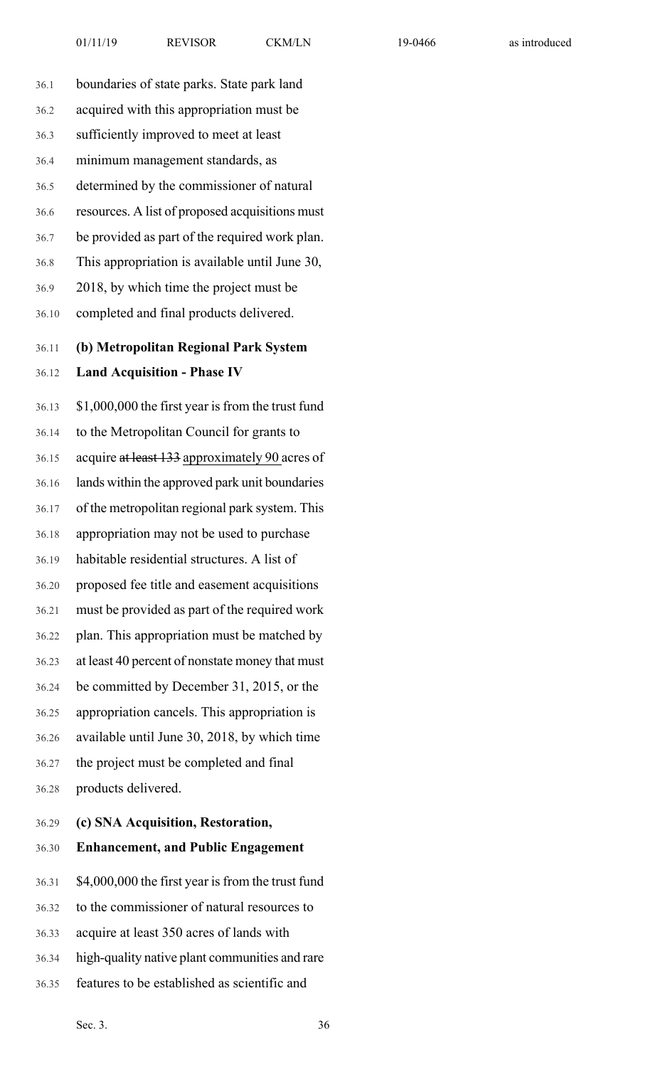boundaries of state parks. State park land acquired with this appropriation must be sufficiently improved to meet at least minimum management standards, as determined by the commissioner of natural resources. A list of proposed acquisitions must be provided as part of the required work plan. This appropriation is available until June 30, 2018, by which time the project must be completed and final products delivered.

**(b) Metropolitan Regional Park System Land Acquisition - Phase IV**

$1,000,000 the first year is from the trust fund to the Metropolitan Council for grants to acquire ~~at least 133~~ approximately 90 acres of lands within the approved park unit boundaries of the metropolitan regional park system. This appropriation may not be used to purchase habitable residential structures. A list of proposed fee title and easement acquisitions must be provided as part of the required work plan. This appropriation must be matched by at least 40 percent of nonstate money that must be committed by December 31, 2015, or the appropriation cancels. This appropriation is available until June 30, 2018, by which time the project must be completed and final products delivered.

**(c) SNA Acquisition, Restoration, Enhancement, and Public Engagement**

$4,000,000 the first year is from the trust fund to the commissioner of natural resources to acquire at least 350 acres of lands with high-quality native plant communities and rare features to be established as scientific and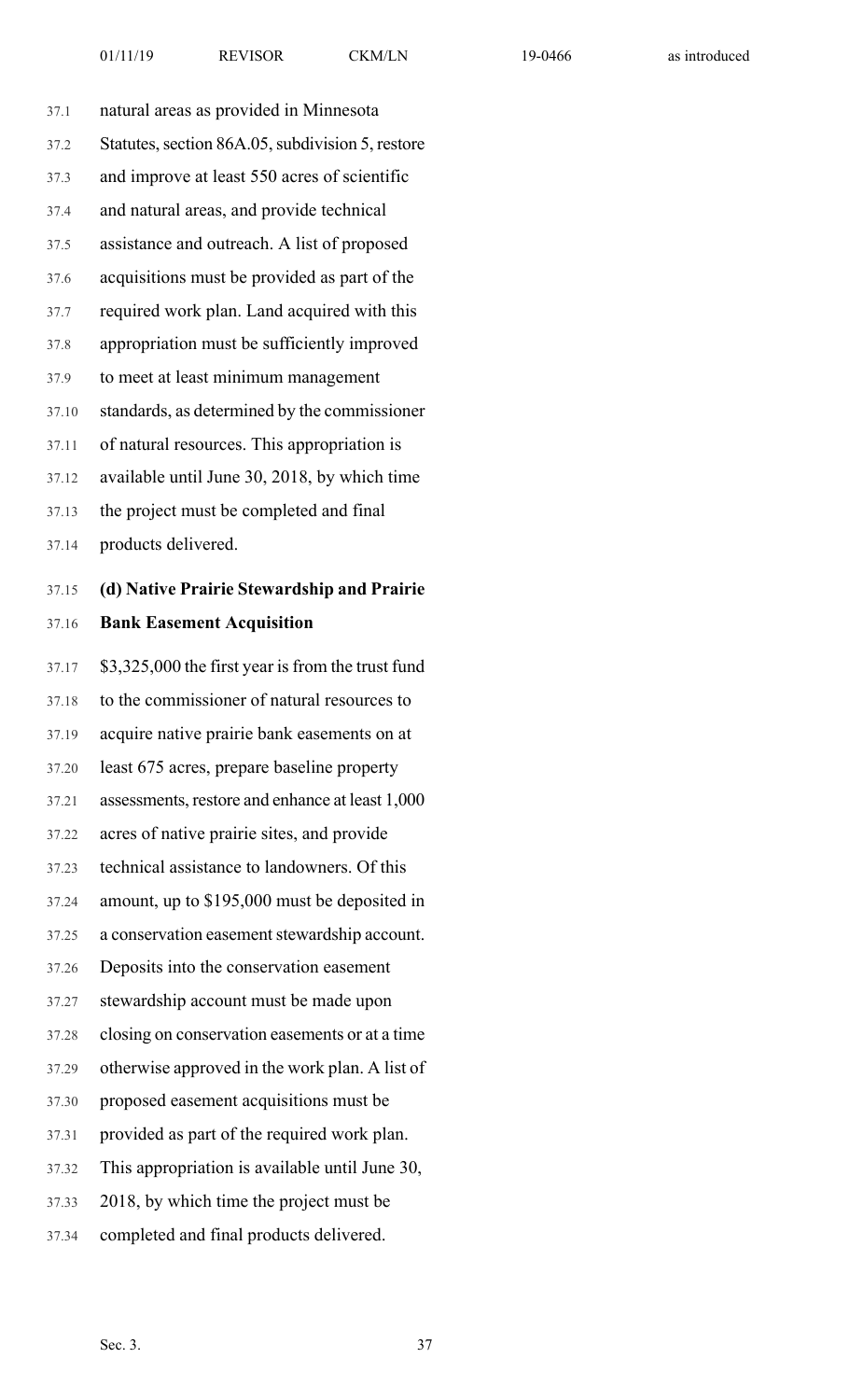natural areas as provided in Minnesota Statutes, section 86A.05, subdivision 5, restore and improve at least 550 acres of scientific and natural areas, and provide technical assistance and outreach. A list of proposed acquisitions must be provided as part of the required work plan. Land acquired with this appropriation must be sufficiently improved to meet at least minimum management standards, as determined by the commissioner of natural resources. This appropriation is available until June 30, 2018, by which time the project must be completed and final products delivered.

**(d) Native Prairie Stewardship and Prairie Bank Easement Acquisition**

$3,325,000 the first year is from the trust fund to the commissioner of natural resources to acquire native prairie bank easements on at least 675 acres, prepare baseline property assessments, restore and enhance at least 1,000 acres of native prairie sites, and provide technical assistance to landowners. Of this amount, up to $195,000 must be deposited in a conservation easement stewardship account. Deposits into the conservation easement stewardship account must be made upon closing on conservation easements or at a time otherwise approved in the work plan. A list of proposed easement acquisitions must be provided as part of the required work plan. This appropriation is available until June 30, 2018, by which time the project must be completed and final products delivered.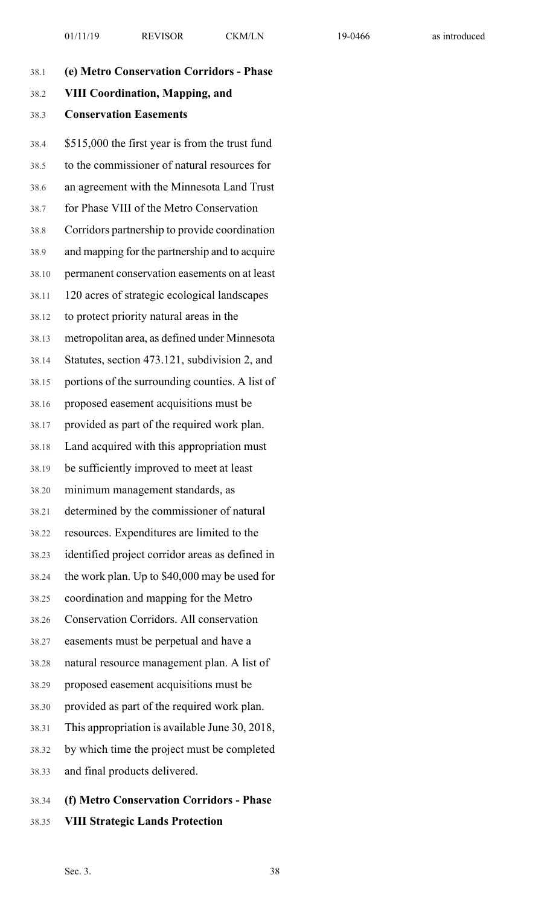**(e) Metro Conservation Corridors - Phase VIII Coordination, Mapping, and Conservation Easements**

$515,000 the first year is from the trust fund to the commissioner of natural resources for an agreement with the Minnesota Land Trust for Phase VIII of the Metro Conservation Corridors partnership to provide coordination and mapping for the partnership and to acquire permanent conservation easements on at least 120 acres of strategic ecological landscapes to protect priority natural areas in the metropolitan area, as defined under Minnesota Statutes, section 473.121, subdivision 2, and portions of the surrounding counties. A list of proposed easement acquisitions must be provided as part of the required work plan. Land acquired with this appropriation must be sufficiently improved to meet at least minimum management standards, as determined by the commissioner of natural resources. Expenditures are limited to the identified project corridor areas as defined in the work plan. Up to $40,000 may be used for coordination and mapping for the Metro Conservation Corridors. All conservation easements must be perpetual and have a natural resource management plan. A list of proposed easement acquisitions must be provided as part of the required work plan. This appropriation is available June 30, 2018, by which time the project must be completed and final products delivered.

**(f) Metro Conservation Corridors - Phase VIII Strategic Lands Protection**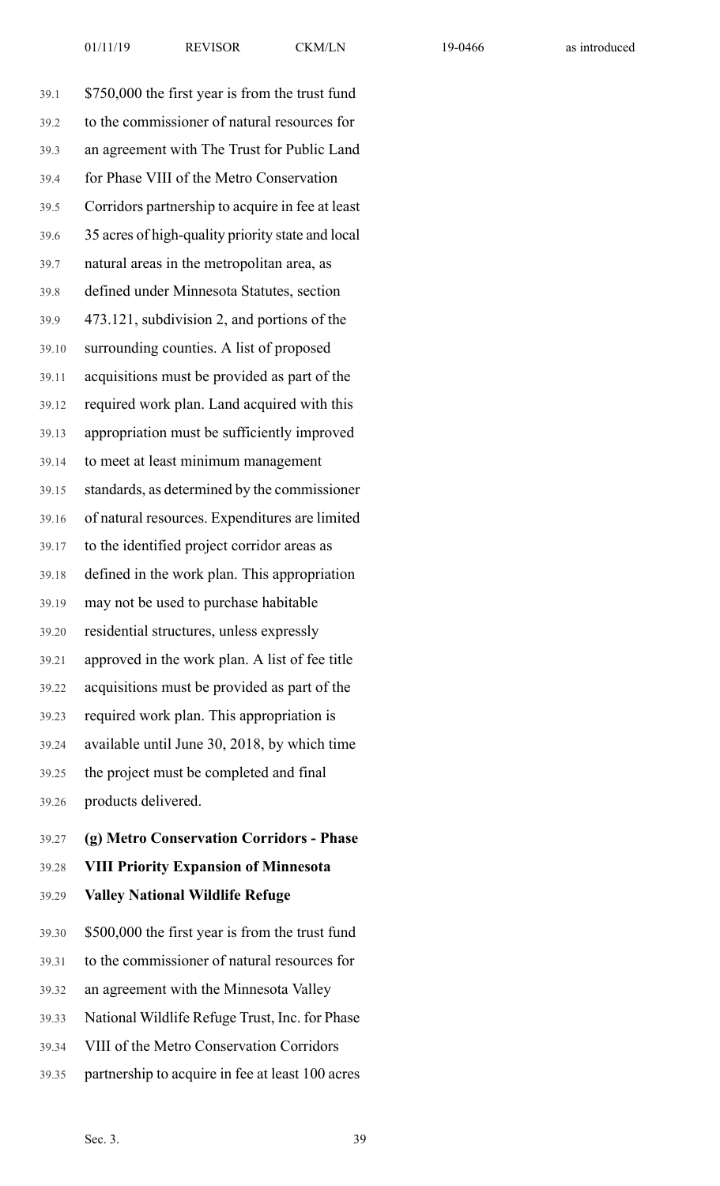$750,000 the first year is from the trust fund to the commissioner of natural resources for an agreement with The Trust for Public Land for Phase VIII of the Metro Conservation Corridors partnership to acquire in fee at least 35 acres of high-quality priority state and local natural areas in the metropolitan area, as defined under Minnesota Statutes, section 473.121, subdivision 2, and portions of the surrounding counties. A list of proposed acquisitions must be provided as part of the required work plan. Land acquired with this appropriation must be sufficiently improved to meet at least minimum management standards, as determined by the commissioner of natural resources. Expenditures are limited to the identified project corridor areas as defined in the work plan. This appropriation may not be used to purchase habitable residential structures, unless expressly approved in the work plan. A list of fee title acquisitions must be provided as part of the required work plan. This appropriation is available until June 30, 2018, by which time the project must be completed and final products delivered.

**(g) Metro Conservation Corridors - Phase VIII Priority Expansion of Minnesota Valley National Wildlife Refuge**

$500,000 the first year is from the trust fund to the commissioner of natural resources for an agreement with the Minnesota Valley National Wildlife Refuge Trust, Inc. for Phase VIII of the Metro Conservation Corridors partnership to acquire in fee at least 100 acres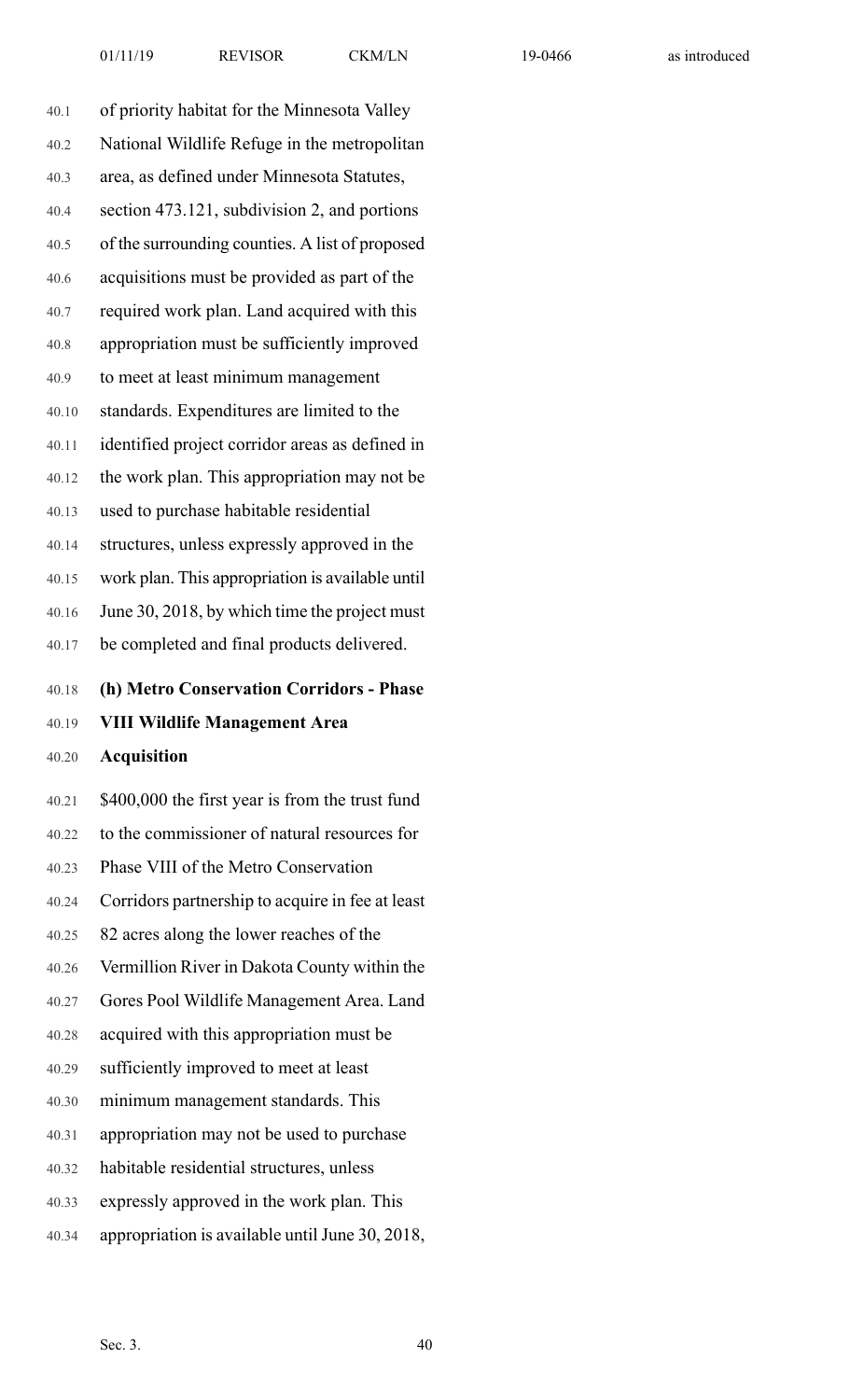of priority habitat for the Minnesota Valley National Wildlife Refuge in the metropolitan area, as defined under Minnesota Statutes, section 473.121, subdivision 2, and portions of the surrounding counties. A list of proposed acquisitions must be provided as part of the required work plan. Land acquired with this appropriation must be sufficiently improved to meet at least minimum management standards. Expenditures are limited to the identified project corridor areas as defined in the work plan. This appropriation may not be used to purchase habitable residential structures, unless expressly approved in the work plan. This appropriation is available until June 30, 2018, by which time the project must be completed and final products delivered.

**(h) Metro Conservation Corridors - Phase VIII Wildlife Management Area Acquisition**

$400,000 the first year is from the trust fund to the commissioner of natural resources for Phase VIII of the Metro Conservation Corridors partnership to acquire in fee at least 82 acres along the lower reaches of the Vermillion River in Dakota County within the Gores Pool Wildlife Management Area. Land acquired with this appropriation must be sufficiently improved to meet at least minimum management standards. This appropriation may not be used to purchase habitable residential structures, unless expressly approved in the work plan. This appropriation is available until June 30, 2018,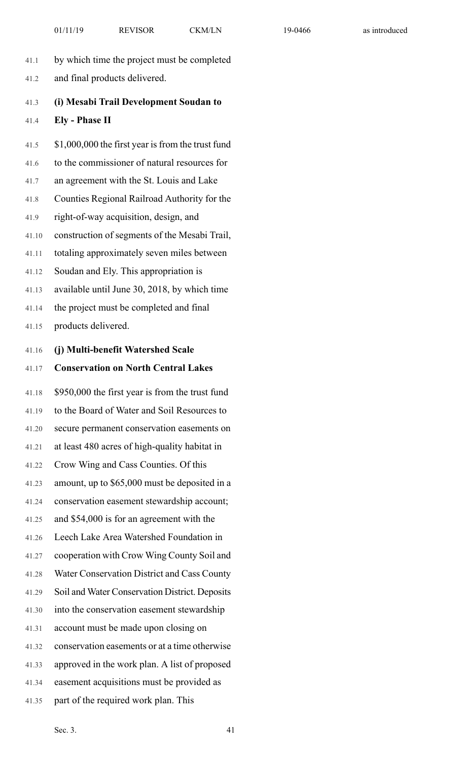by which time the project must be completed and final products delivered.

**(i) Mesabi Trail Development Soudan to Ely - Phase II**

$1,000,000 the first year is from the trust fund to the commissioner of natural resources for an agreement with the St. Louis and Lake Counties Regional Railroad Authority for the right-of-way acquisition, design, and construction of segments of the Mesabi Trail, totaling approximately seven miles between Soudan and Ely. This appropriation is available until June 30, 2018, by which time the project must be completed and final products delivered.

**(j) Multi-benefit Watershed Scale Conservation on North Central Lakes**

$950,000 the first year is from the trust fund to the Board of Water and Soil Resources to secure permanent conservation easements on at least 480 acres of high-quality habitat in Crow Wing and Cass Counties. Of this amount, up to $65,000 must be deposited in a conservation easement stewardship account; and $54,000 is for an agreement with the Leech Lake Area Watershed Foundation in cooperation with Crow Wing County Soil and Water Conservation District and Cass County Soil and Water Conservation District. Deposits into the conservation easement stewardship account must be made upon closing on conservation easements or at a time otherwise approved in the work plan. A list of proposed easement acquisitions must be provided as part of the required work plan. This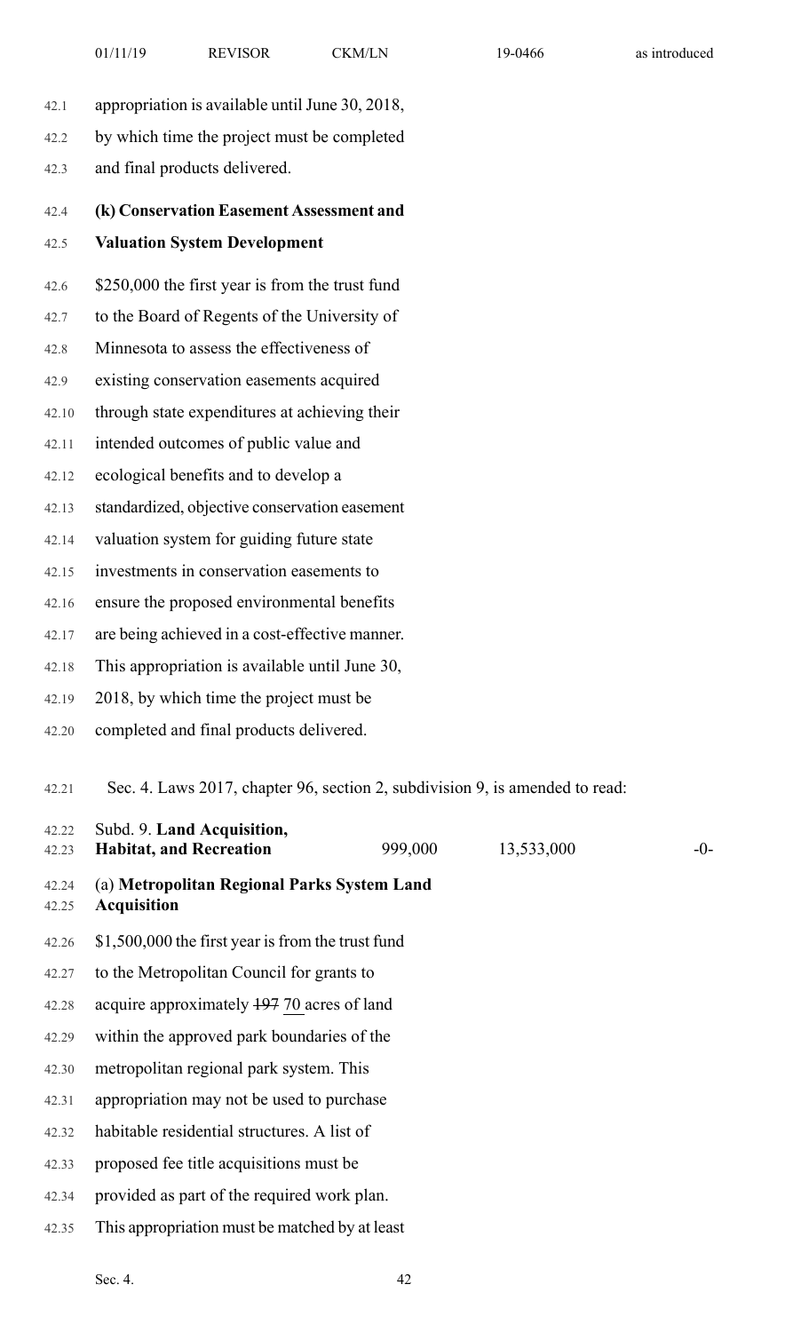appropriation is available until June 30, 2018, by which time the project must be completed and final products delivered.

**(k) Conservation Easement Assessment and Valuation System Development**

$250,000 the first year is from the trust fund to the Board of Regents of the University of Minnesota to assess the effectiveness of existing conservation easements acquired through state expenditures at achieving their intended outcomes of public value and ecological benefits and to develop a standardized, objective conservation easement valuation system for guiding future state investments in conservation easements to ensure the proposed environmental benefits are being achieved in a cost-effective manner. This appropriation is available until June 30, 2018, by which time the project must be completed and final products delivered.

Sec. 4. Laws 2017, chapter 96, section 2, subdivision 9, is amended to read:

| Subd. 9. **Land Acquisition, Habitat, and Recreation** | 999,000 | 13,533,000 | -0- |
|---|---|---|---|

(a) **Metropolitan Regional Parks System Land Acquisition**

$1,500,000 the first year is from the trust fund to the Metropolitan Council for grants to acquire approximately ~~197~~ 70 acres of land within the approved park boundaries of the metropolitan regional park system. This appropriation may not be used to purchase habitable residential structures. A list of proposed fee title acquisitions must be provided as part of the required work plan. This appropriation must be matched by at least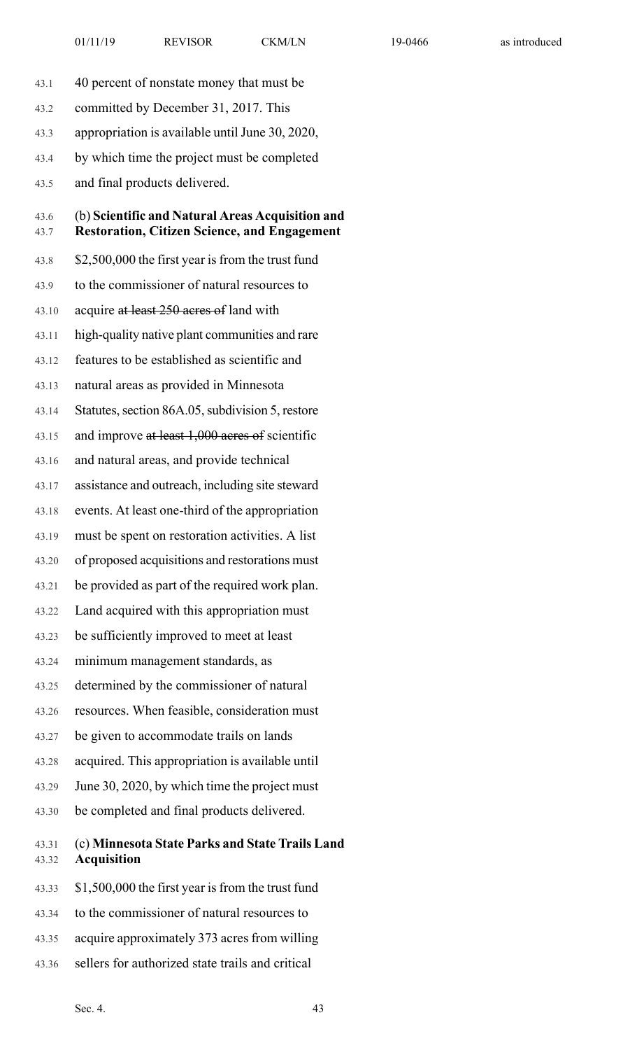40 percent of nonstate money that must be committed by December 31, 2017. This appropriation is available until June 30, 2020, by which time the project must be completed and final products delivered.

(b) **Scientific and Natural Areas Acquisition and Restoration, Citizen Science, and Engagement**

$2,500,000 the first year is from the trust fund to the commissioner of natural resources to acquire ~~at least 250 acres of~~ land with high-quality native plant communities and rare features to be established as scientific and natural areas as provided in Minnesota Statutes, section 86A.05, subdivision 5, restore and improve ~~at least 1,000 acres of~~ scientific and natural areas, and provide technical assistance and outreach, including site steward events. At least one-third of the appropriation must be spent on restoration activities. A list of proposed acquisitions and restorations must be provided as part of the required work plan. Land acquired with this appropriation must be sufficiently improved to meet at least minimum management standards, as determined by the commissioner of natural resources. When feasible, consideration must be given to accommodate trails on lands acquired. This appropriation is available until June 30, 2020, by which time the project must be completed and final products delivered.

(c) **Minnesota State Parks and State Trails Land Acquisition**

$1,500,000 the first year is from the trust fund to the commissioner of natural resources to acquire approximately 373 acres from willing sellers for authorized state trails and critical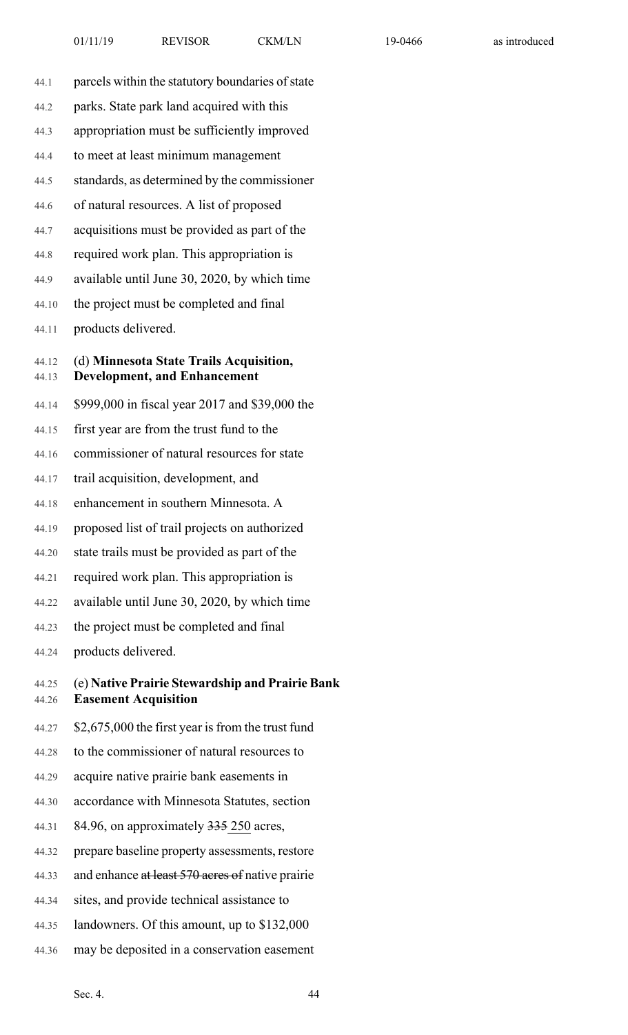parcels within the statutory boundaries of state parks. State park land acquired with this appropriation must be sufficiently improved to meet at least minimum management standards, as determined by the commissioner of natural resources. A list of proposed acquisitions must be provided as part of the required work plan. This appropriation is available until June 30, 2020, by which time the project must be completed and final products delivered.

(d) **Minnesota State Trails Acquisition, Development, and Enhancement**

$999,000 in fiscal year 2017 and $39,000 the first year are from the trust fund to the commissioner of natural resources for state trail acquisition, development, and enhancement in southern Minnesota. A proposed list of trail projects on authorized state trails must be provided as part of the required work plan. This appropriation is available until June 30, 2020, by which time the project must be completed and final products delivered.

(e) **Native Prairie Stewardship and Prairie Bank Easement Acquisition**

$2,675,000 the first year is from the trust fund to the commissioner of natural resources to acquire native prairie bank easements in accordance with Minnesota Statutes, section 84.96, on approximately ~~335~~ 250 acres, prepare baseline property assessments, restore and enhance ~~at least 570 acres of~~ native prairie sites, and provide technical assistance to landowners. Of this amount, up to $132,000 may be deposited in a conservation easement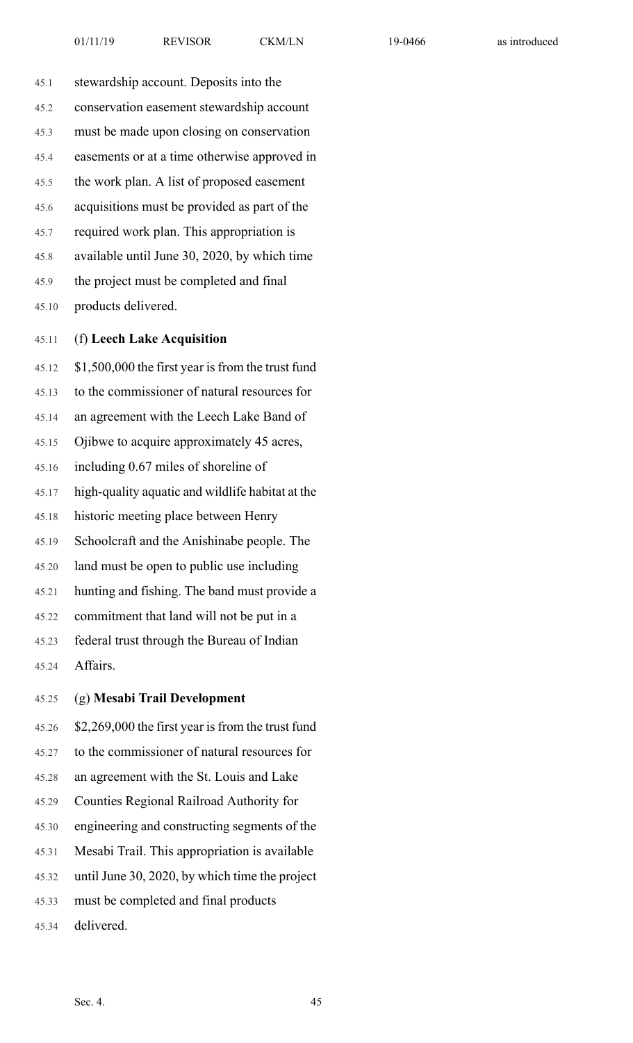stewardship account. Deposits into the conservation easement stewardship account must be made upon closing on conservation easements or at a time otherwise approved in the work plan. A list of proposed easement acquisitions must be provided as part of the required work plan. This appropriation is available until June 30, 2020, by which time the project must be completed and final products delivered.

(f) **Leech Lake Acquisition**

$1,500,000 the first year is from the trust fund to the commissioner of natural resources for an agreement with the Leech Lake Band of Ojibwe to acquire approximately 45 acres, including 0.67 miles of shoreline of high-quality aquatic and wildlife habitat at the historic meeting place between Henry Schoolcraft and the Anishinabe people. The land must be open to public use including hunting and fishing. The band must provide a commitment that land will not be put in a federal trust through the Bureau of Indian Affairs.

(g) **Mesabi Trail Development**

$2,269,000 the first year is from the trust fund to the commissioner of natural resources for an agreement with the St. Louis and Lake Counties Regional Railroad Authority for engineering and constructing segments of the Mesabi Trail. This appropriation is available until June 30, 2020, by which time the project must be completed and final products delivered.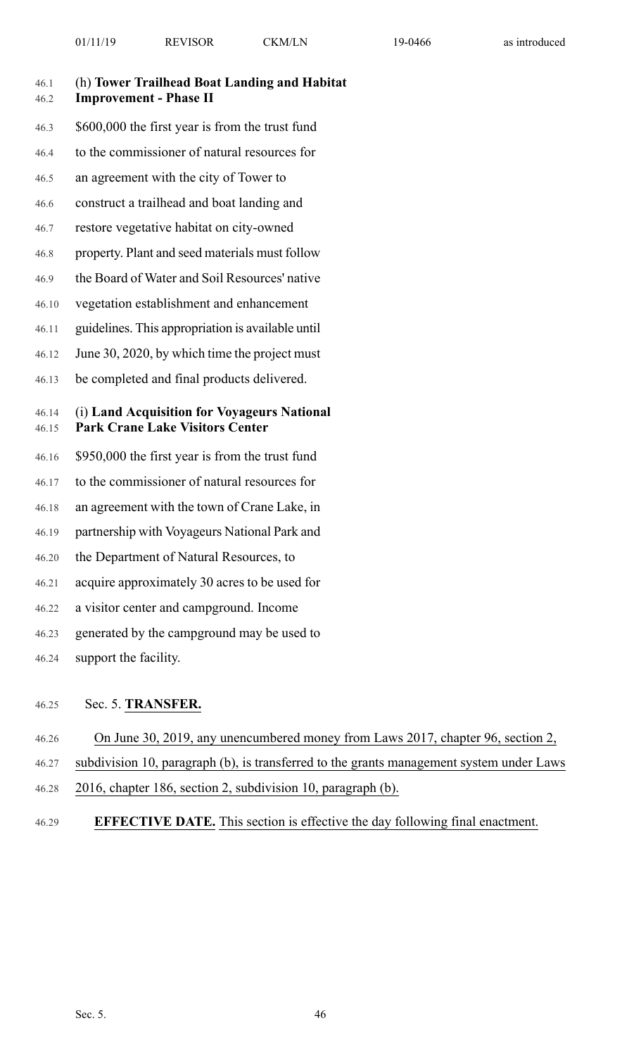(h) **Tower Trailhead Boat Landing and Habitat Improvement - Phase II**

$600,000 the first year is from the trust fund to the commissioner of natural resources for an agreement with the city of Tower to construct a trailhead and boat landing and restore vegetative habitat on city-owned property. Plant and seed materials must follow the Board of Water and Soil Resources' native vegetation establishment and enhancement guidelines. This appropriation is available until June 30, 2020, by which time the project must be completed and final products delivered.

(i) **Land Acquisition for Voyageurs National Park Crane Lake Visitors Center**

$950,000 the first year is from the trust fund to the commissioner of natural resources for an agreement with the town of Crane Lake, in partnership with Voyageurs National Park and the Department of Natural Resources, to acquire approximately 30 acres to be used for a visitor center and campground. Income generated by the campground may be used to support the facility.

Sec. 5. **TRANSFER.**

On June 30, 2019, any unencumbered money from Laws 2017, chapter 96, section 2, subdivision 10, paragraph (b), is transferred to the grants management system under Laws 2016, chapter 186, section 2, subdivision 10, paragraph (b).

**EFFECTIVE DATE.** This section is effective the day following final enactment.